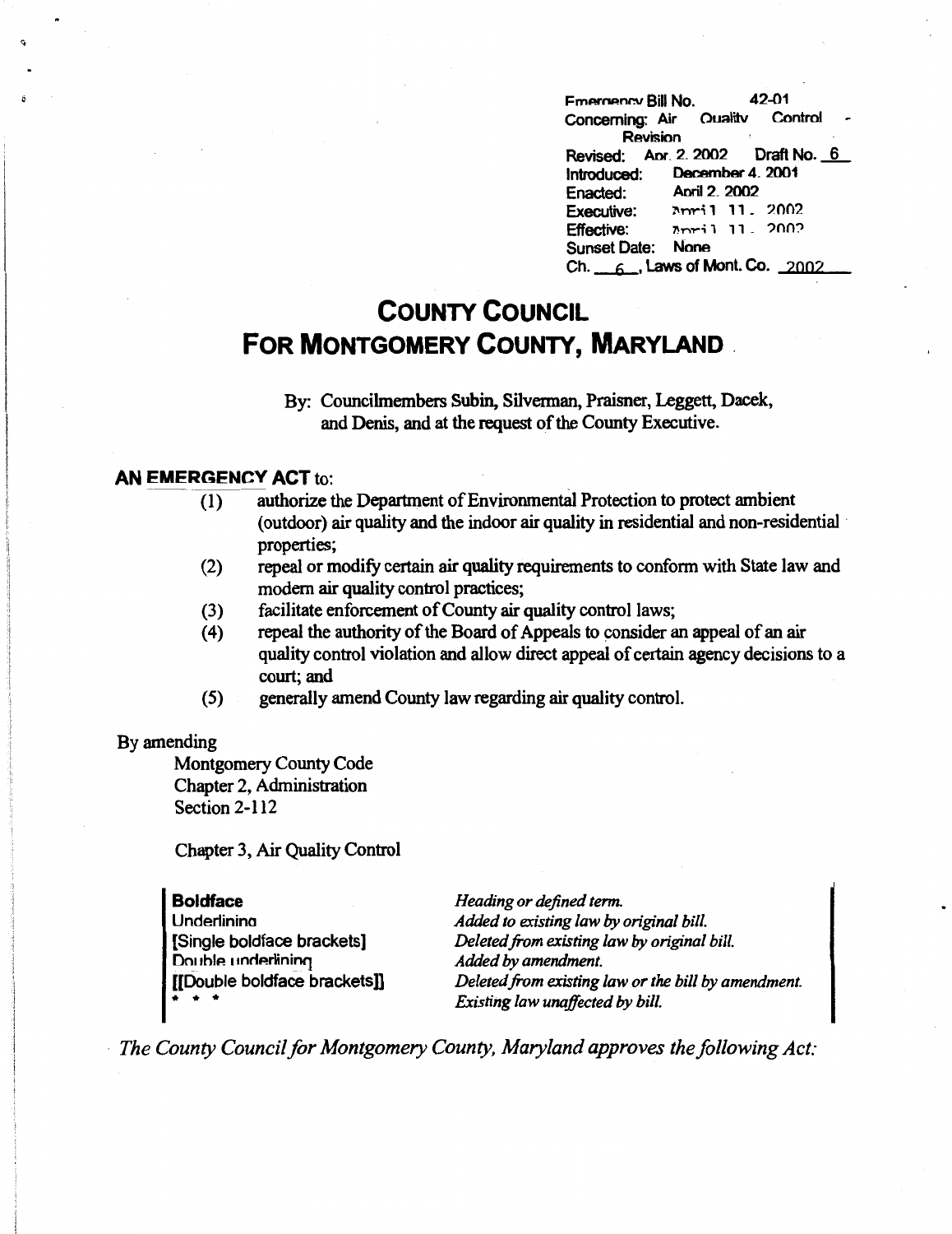Emergency Bill No. 42-01
Concerning: Air Quality Control - Revision
Revised: Apr. 2, 2002 Draft No. 6
Introduced: December 4, 2001
Enacted: April 2, 2002
Executive: April 11, 2002
Effective: April 11, 2002
Sunset Date: None
Ch. 6, Laws of Mont. Co. 2002

# COUNTY COUNCIL FOR MONTGOMERY COUNTY, MARYLAND

By: Councilmembers Subin, Silverman, Praisner, Leggett, Dacek, and Denis, and at the request of the County Executive.

**AN EMERGENCY ACT** to:

(1) authorize the Department of Environmental Protection to protect ambient (outdoor) air quality and the indoor air quality in residential and non-residential properties;

(2) repeal or modify certain air quality requirements to conform with State law and modern air quality control practices;

(3) facilitate enforcement of County air quality control laws;

(4) repeal the authority of the Board of Appeals to consider an appeal of an air quality control violation and allow direct appeal of certain agency decisions to a court; and

(5) generally amend County law regarding air quality control.

By amending

Montgomery County Code
Chapter 2, Administration
Section 2-112

Chapter 3, Air Quality Control

| | |
|---|---|
| **Boldface** | *Heading or defined term.* |
| Underlining | *Added to existing law by original bill.* |
| [Single boldface brackets] | *Deleted from existing law by original bill.* |
| Double underlining | *Added by amendment.* |
| [[Double boldface brackets]] | *Deleted from existing law or the bill by amendment.* |
| * * * | *Existing law unaffected by bill.* |

*The County Council for Montgomery County, Maryland approves the following Act:*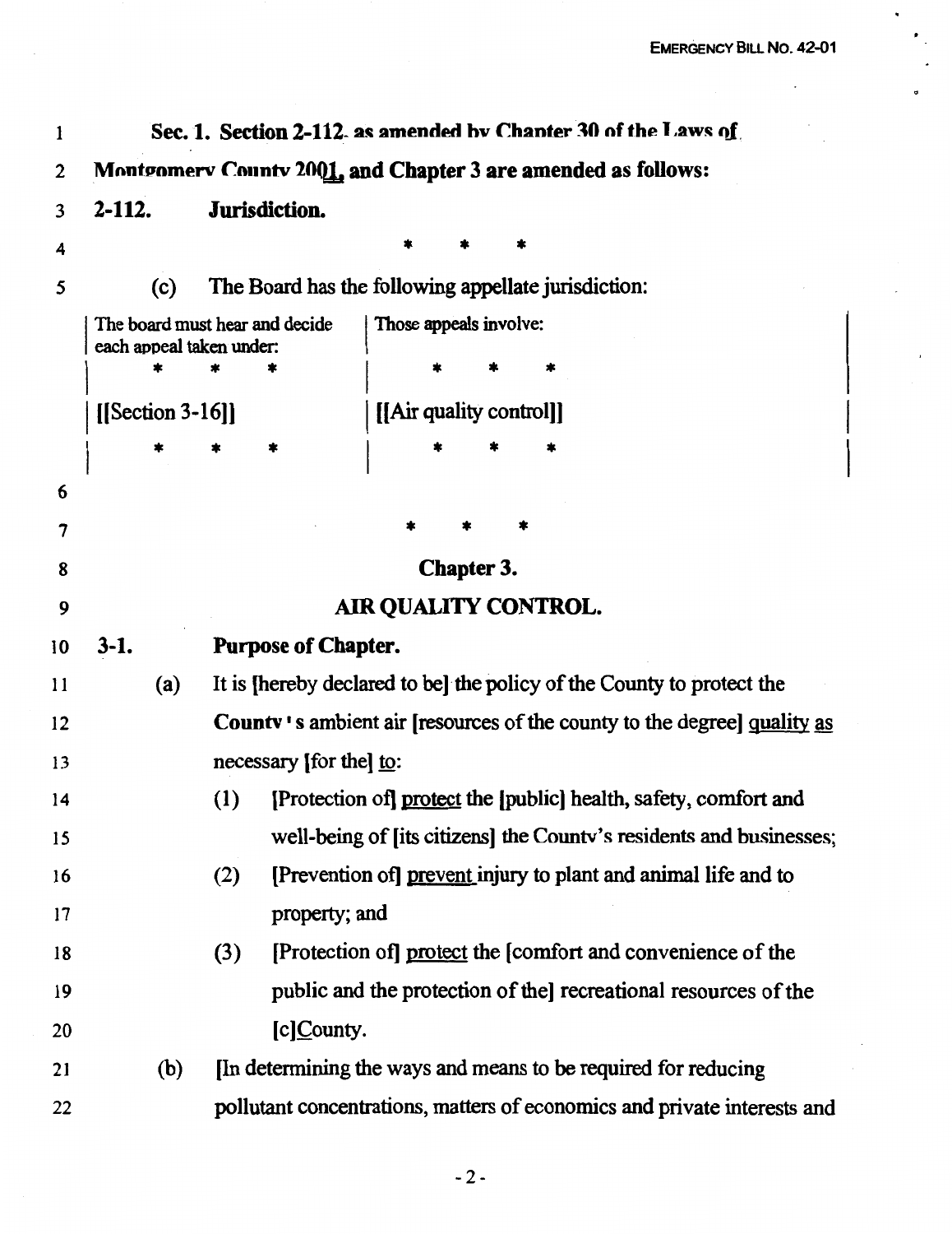**Sec. 1. Section 2-112, as amended by Chapter 30 of the Laws of Montgomery County 2001, and Chapter 3 are amended as follows:**

**2-112. Jurisdiction.**

\* \* \*

(c) The Board has the following appellate jurisdiction:

| The board must hear and decide each appeal taken under: | Those appeals involve: |
|---|---|
| \* \* \* | \* \* \* |
| [[Section 3-16]] | [[Air quality control]] |
| \* \* \* | \* \* \* |

\* \* \*

**Chapter 3.**

**AIR QUALITY CONTROL.**

**3-1. Purpose of Chapter.**

(a) It is [hereby declared to be] the policy of the County to protect the County's ambient air [resources of the county to the degree] quality as necessary [for the] to:

(1) [Protection of] protect the [public] health, safety, comfort and well-being of [its citizens] the County's residents and businesses;

(2) [Prevention of] prevent injury to plant and animal life and to property; and

(3) [Protection of] protect the [comfort and convenience of the public and the protection of the] recreational resources of the [c]County.

(b) [In determining the ways and means to be required for reducing pollutant concentrations, matters of economics and private interests and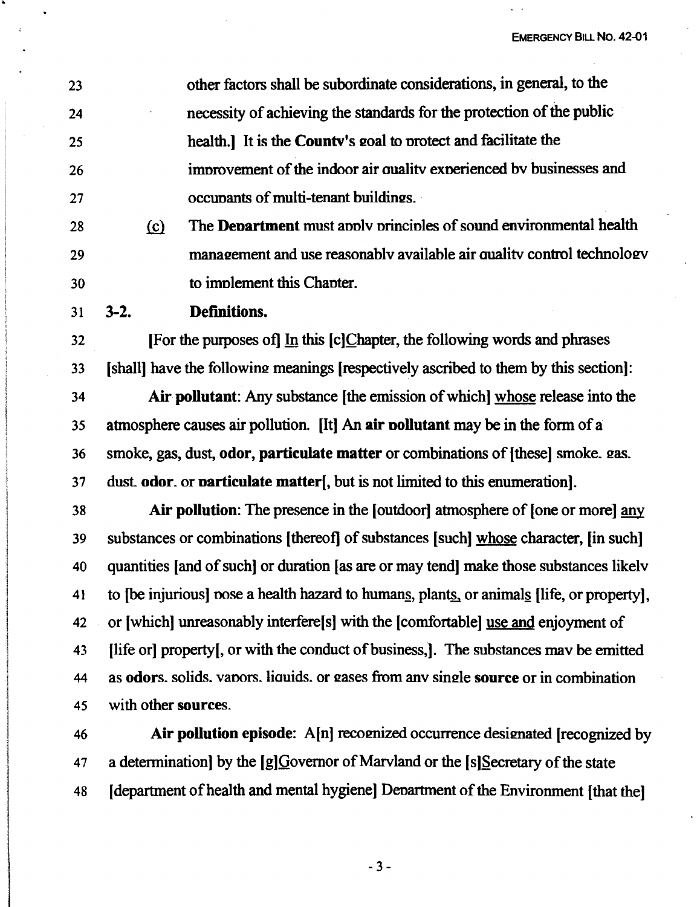other factors shall be subordinate considerations, in general, to the necessity of achieving the standards for the protection of the public health.] It is the **County**'s goal to protect and facilitate the improvement of the indoor air quality experienced by businesses and occupants of multi-tenant buildings.

(c) The **Department** must apply principles of sound environmental health management and use reasonably available air quality control technology to implement this Chapter.

**3-2. Definitions.**

[For the purposes of] In this [c]Chapter, the following words and phrases [shall] have the following meanings [respectively ascribed to them by this section]:

**Air pollutant**: Any substance [the emission of which] whose release into the atmosphere causes air pollution. [It] An **air pollutant** may be in the form of a smoke, gas, dust, **odor, particulate matter** or combinations of [these] smoke, gas, dust, **odor**, or **particulate matter**[, but is not limited to this enumeration].

**Air pollution**: The presence in the [outdoor] atmosphere of [one or more] any substances or combinations [thereof] of substances [such] whose character, [in such] quantities [and of such] or duration [as are or may tend] make those substances likely to [be injurious] pose a health hazard to humans, plants, or animals [life, or property], or [which] unreasonably interfere[s] with the [comfortable] use and enjoyment of [life or] property[, or with the conduct of business,]. The substances may be emitted as **odors**, solids, vapors, liquids, or gases from any single **source** or in combination with other **sources**.

**Air pollution episode**: A[n] recognized occurrence designated [recognized by a determination] by the [g]Governor of Maryland or the [s]Secretary of the state [department of health and mental hygiene] Department of the Environment [that the]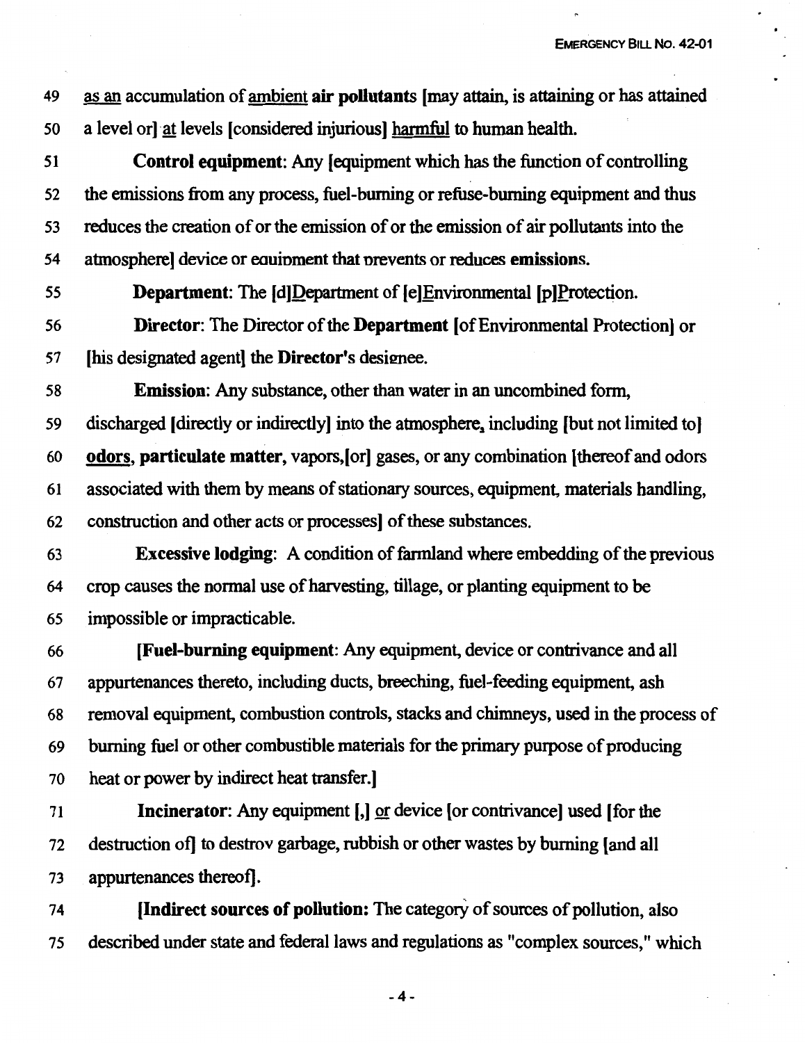49 as an accumulation of ambient **air pollutants** [may attain, is attaining or has attained
50 a level or] at levels [considered injurious] harmful to human health.

51 **Control equipment**: Any [equipment which has the function of controlling
52 the emissions from any process, fuel-burning or refuse-burning equipment and thus
53 reduces the creation of or the emission of or the emission of air pollutants into the
54 atmosphere] device or equipment that prevents or reduces **emissions**.

55 **Department**: The [d]Department of [e]Environmental [p]Protection.

56 **Director**: The Director of the **Department** [of Environmental Protection] or
57 [his designated agent] the **Director**'s designee.

58 **Emission**: Any substance, other than water in an uncombined form,
59 discharged [directly or indirectly] into the atmosphere, including [but not limited to]
60 **odors**, **particulate matter**, vapors,[or] gases, or any combination [thereof and odors
61 associated with them by means of stationary sources, equipment, materials handling,
62 construction and other acts or processes] of these substances.

63 **Excessive lodging**: A condition of farmland where embedding of the previous
64 crop causes the normal use of harvesting, tillage, or planting equipment to be
65 impossible or impracticable.

66 [**Fuel-burning equipment**: Any equipment, device or contrivance and all
67 appurtenances thereto, including ducts, breeching, fuel-feeding equipment, ash
68 removal equipment, combustion controls, stacks and chimneys, used in the process of
69 burning fuel or other combustible materials for the primary purpose of producing
70 heat or power by indirect heat transfer.]

71 **Incinerator**: Any equipment [,] or device [or contrivance] used [for the
72 destruction of] to destroy garbage, rubbish or other wastes by burning [and all
73 appurtenances thereof].

74 [**Indirect sources of pollution:** The category of sources of pollution, also
75 described under state and federal laws and regulations as "complex sources," which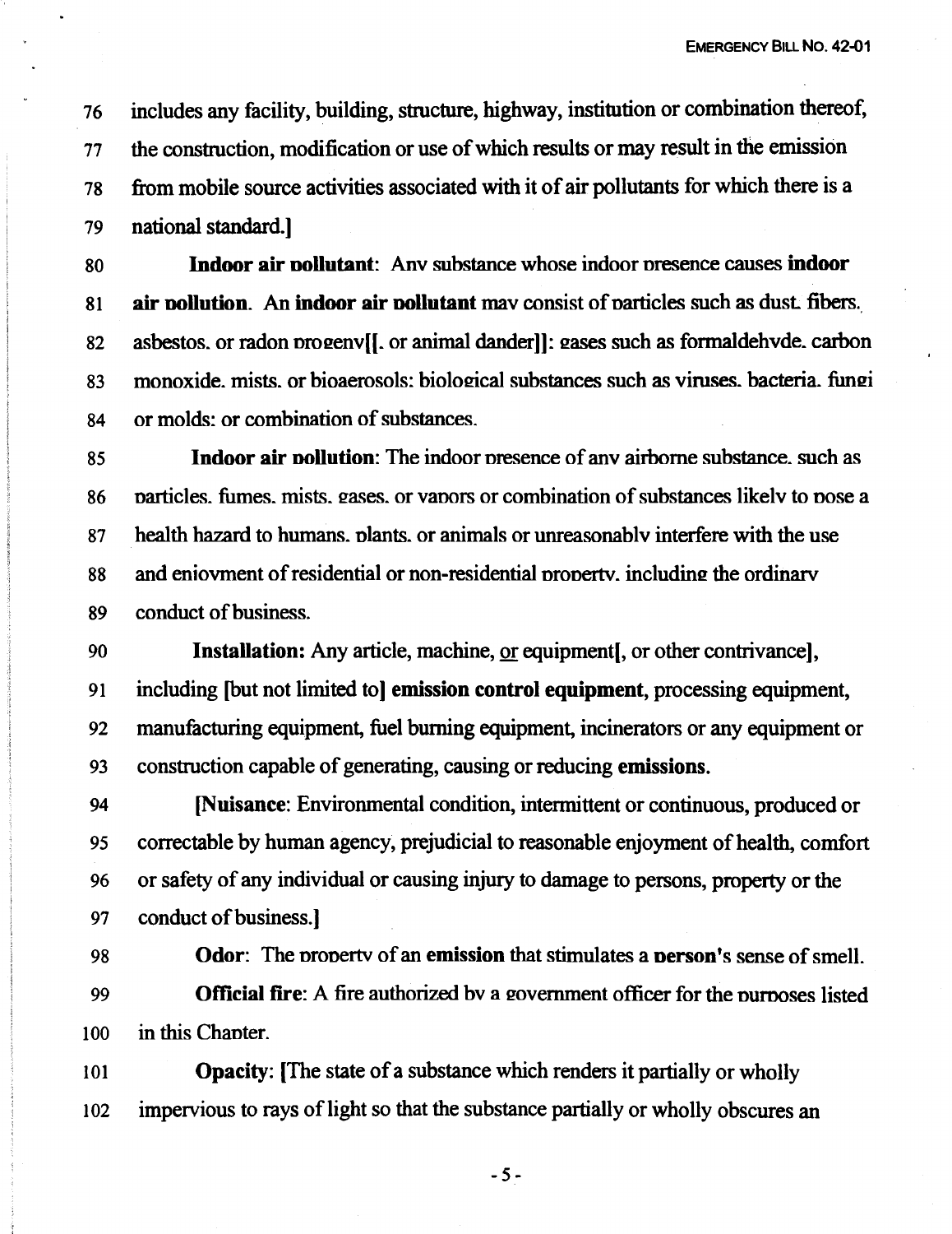76 includes any facility, building, structure, highway, institution or combination thereof,
77 the construction, modification or use of which results or may result in the emission
78 from mobile source activities associated with it of air pollutants for which there is a
79 national standard.]

80 **Indoor air pollutant**: Any substance whose indoor presence causes **indoor**
81 **air pollution**. An **indoor air pollutant** may consist of particles such as dust, fibers,
82 asbestos, or radon progeny[[, or animal dander]]; gases such as formaldehyde, carbon
83 monoxide, mists, or bioaerosols; biological substances such as viruses, bacteria, fungi
84 or molds; or combination of substances.

85 **Indoor air pollution**: The indoor presence of any airborne substance, such as
86 particles, fumes, mists, gases, or vapors or combination of substances likely to pose a
87 health hazard to humans, plants, or animals or unreasonably interfere with the use
88 and enjoyment of residential or non-residential property, including the ordinary
89 conduct of business.

90 **Installation:** Any article, machine, <u>or</u> equipment[, or other contrivance],
91 including [but not limited to] **emission control equipment**, processing equipment,
92 manufacturing equipment, fuel burning equipment, incinerators or any equipment or
93 construction capable of generating, causing or reducing **emissions**.

94 [**Nuisance**: Environmental condition, intermittent or continuous, produced or
95 correctable by human agency, prejudicial to reasonable enjoyment of health, comfort
96 or safety of any individual or causing injury to damage to persons, property or the
97 conduct of business.]

98 **Odor**: The property of an **emission** that stimulates a **person**'s sense of smell.

99 **Official fire**: A fire authorized by a government officer for the purposes listed
100 in this Chapter.

101 **Opacity**: [The state of a substance which renders it partially or wholly
102 impervious to rays of light so that the substance partially or wholly obscures an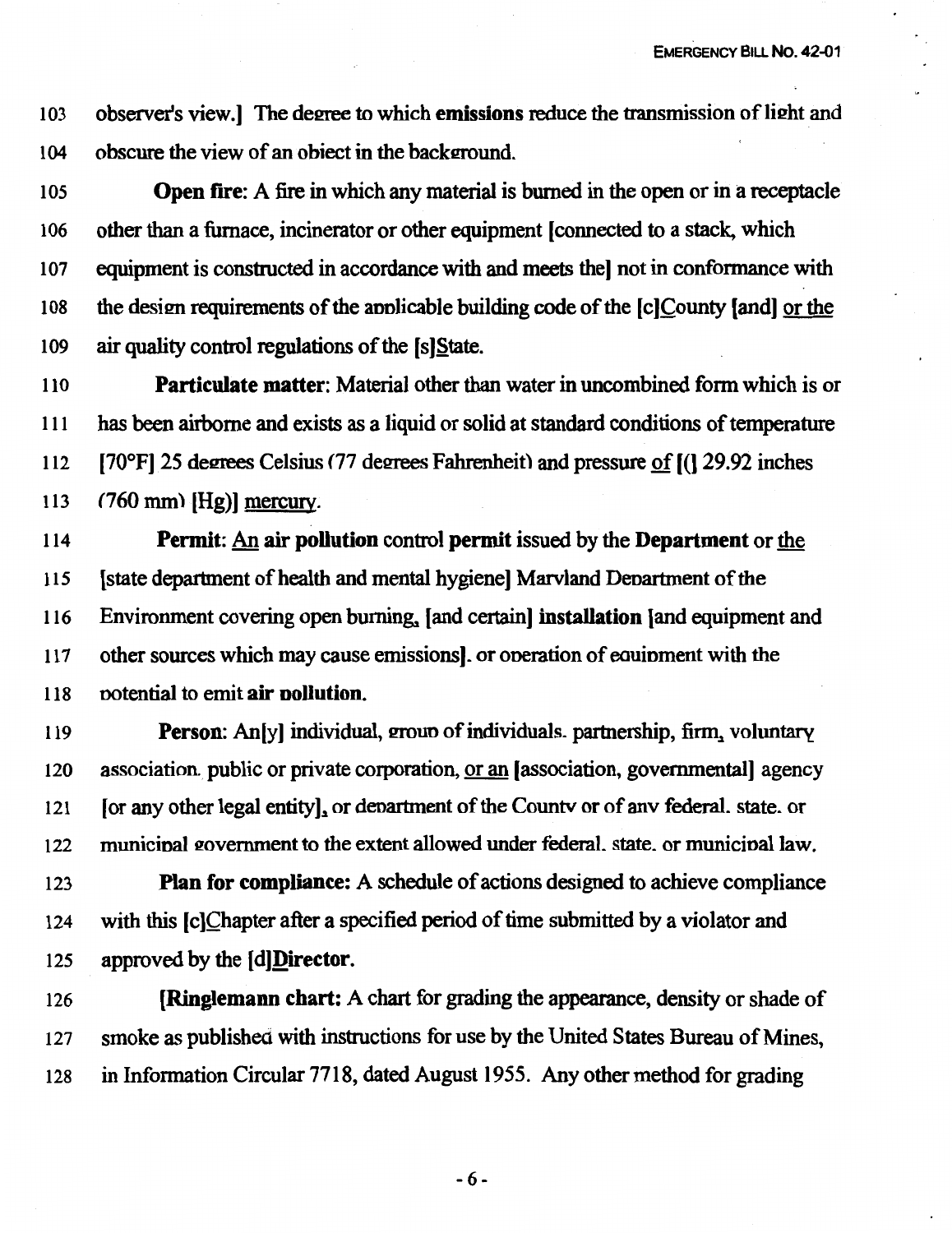103 observer's view.] The degree to which **emissions** reduce the transmission of light and
104 obscure the view of an object in the background.

105 **Open fire**: A fire in which any material is burned in the open or in a receptacle
106 other than a furnace, incinerator or other equipment [connected to a stack, which
107 equipment is constructed in accordance with and meets the] not in conformance with
108 the design requirements of the applicable building code of the [c]County [and] or the
109 air quality control regulations of the [s]State.

110 **Particulate matter**: Material other than water in uncombined form which is or
111 has been airborne and exists as a liquid or solid at standard conditions of temperature
112 [70°F] 25 degrees Celsius (77 degrees Fahrenheit) and pressure of [(] 29.92 inches
113 (760 mm) [Hg)] mercury.

114 **Permit**: An **air pollution** control **permit** issued by the **Department** or the
115 [state department of health and mental hygiene] Maryland Department of the
116 Environment covering open burning, [and certain] **installation** [and equipment and
117 other sources which may cause emissions], or operation of equipment with the
118 potential to emit **air pollution**.

119 **Person**: An[y] individual, group of individuals, partnership, firm, voluntary
120 association, public or private corporation, or an [association, governmental] agency
121 [or any other legal entity], or department of the County or of any federal, state, or
122 municipal government to the extent allowed under federal, state, or municipal law.

123 **Plan for compliance:** A schedule of actions designed to achieve compliance
124 with this [c]Chapter after a specified period of time submitted by a violator and
125 approved by the [d]**Director**.

126 [**Ringlemann chart:** A chart for grading the appearance, density or shade of
127 smoke as published with instructions for use by the United States Bureau of Mines,
128 in Information Circular 7718, dated August 1955. Any other method for grading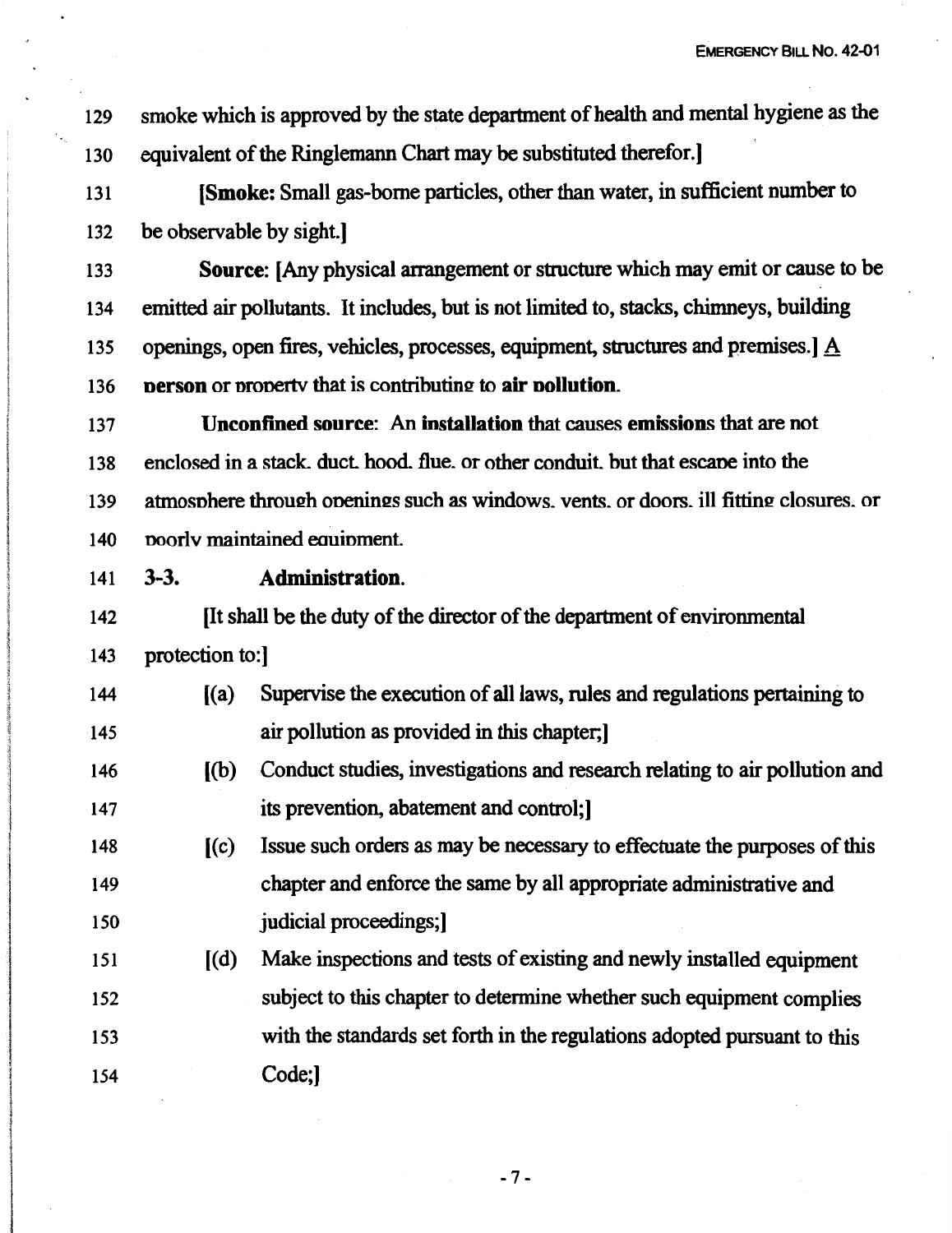smoke which is approved by the state department of health and mental hygiene as the equivalent of the Ringlemann Chart may be substituted therefor.]

[**Smoke:** Small gas-borne particles, other than water, in sufficient number to be observable by sight.]

**Source:** [Any physical arrangement or structure which may emit or cause to be emitted air pollutants. It includes, but is not limited to, stacks, chimneys, building openings, open fires, vehicles, processes, equipment, structures and premises.] A **person** or property that is contributing to **air pollution**.

**Unconfined source**: An **installation** that causes **emissions** that are not enclosed in a stack, duct, hood, flue, or other conduit, but that escape into the atmosphere through openings such as windows, vents, or doors, ill fitting closures, or poorly maintained equipment.

**3-3. Administration.**

[It shall be the duty of the director of the department of environmental protection to:]

[(a) Supervise the execution of all laws, rules and regulations pertaining to air pollution as provided in this chapter;]

[(b) Conduct studies, investigations and research relating to air pollution and its prevention, abatement and control;]

[(c) Issue such orders as may be necessary to effectuate the purposes of this chapter and enforce the same by all appropriate administrative and judicial proceedings;]

[(d) Make inspections and tests of existing and newly installed equipment subject to this chapter to determine whether such equipment complies with the standards set forth in the regulations adopted pursuant to this Code;]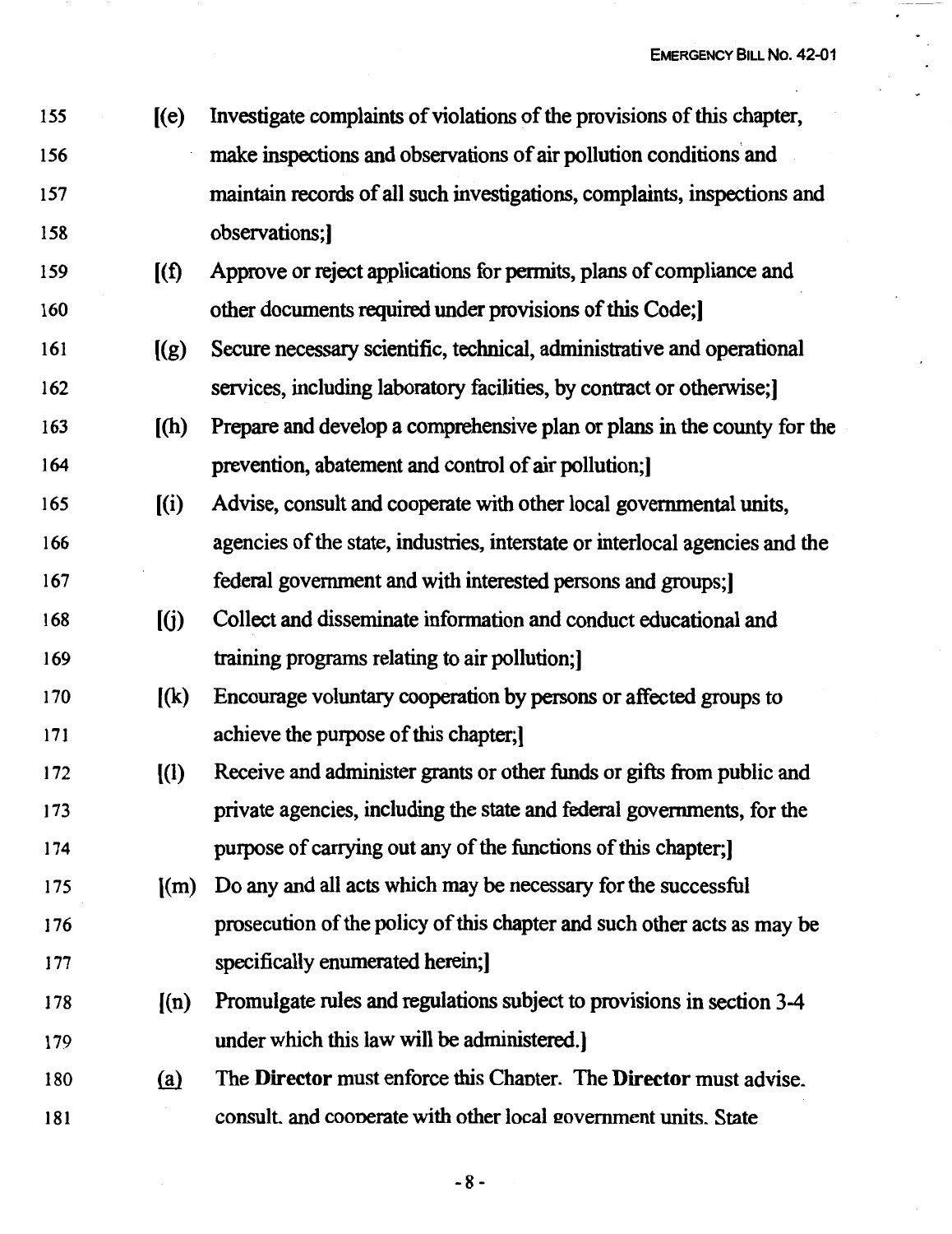155 [(e) Investigate complaints of violations of the provisions of this chapter,
156 make inspections and observations of air pollution conditions and
157 maintain records of all such investigations, complaints, inspections and
158 observations;]

159 [(f) Approve or reject applications for permits, plans of compliance and
160 other documents required under provisions of this Code;]

161 [(g) Secure necessary scientific, technical, administrative and operational
162 services, including laboratory facilities, by contract or otherwise;]

163 [(h) Prepare and develop a comprehensive plan or plans in the county for the
164 prevention, abatement and control of air pollution;]

165 [(i) Advise, consult and cooperate with other local governmental units,
166 agencies of the state, industries, interstate or interlocal agencies and the
167 federal government and with interested persons and groups;]

168 [(j) Collect and disseminate information and conduct educational and
169 training programs relating to air pollution;]

170 [(k) Encourage voluntary cooperation by persons or affected groups to
171 achieve the purpose of this chapter;]

172 [(l) Receive and administer grants or other funds or gifts from public and
173 private agencies, including the state and federal governments, for the
174 purpose of carrying out any of the functions of this chapter;]

175 [(m) Do any and all acts which may be necessary for the successful
176 prosecution of the policy of this chapter and such other acts as may be
177 specifically enumerated herein;]

178 [(n) Promulgate rules and regulations subject to provisions in section 3-4
179 under which this law will be administered.]

180 <u>(a)</u> The **Director** must enforce this Chapter. The **Director** must advise,
181 consult, and cooperate with other local government units, State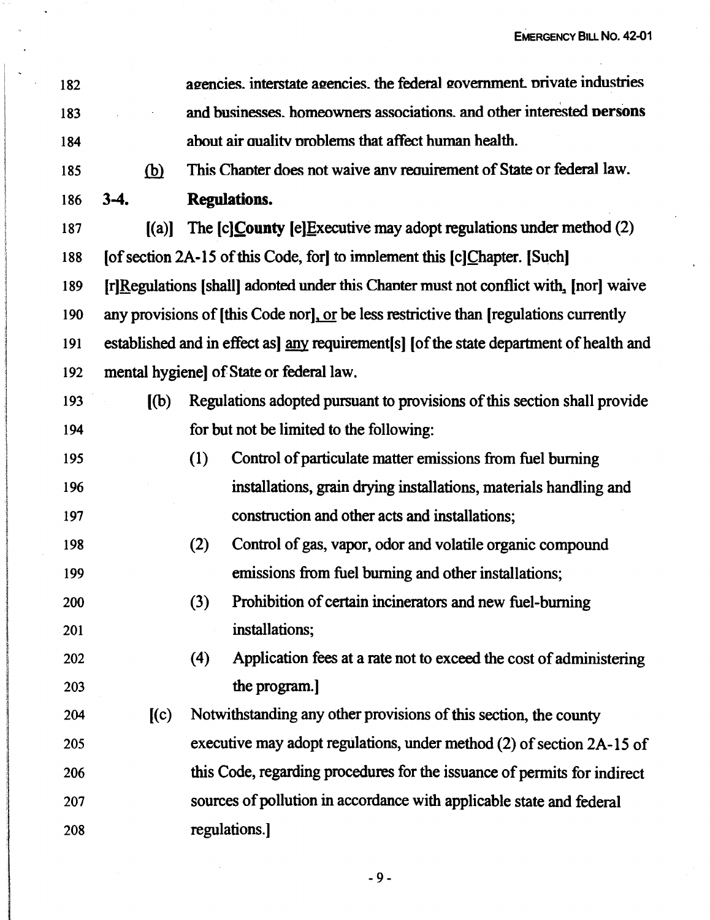agencies, interstate agencies, the federal government, private industries and businesses, homeowners associations, and other interested persons about air quality problems that affect human health.

(b) This Chapter does not waive any requirement of State or federal law.

**3-4. Regulations.**

[(a)] The [c]County [e]Executive may adopt regulations under method (2) [of section 2A-15 of this Code, for] to implement this [c]Chapter. [Such] [r]Regulations [shall] adopted under this Chapter must not conflict with, [nor] waive any provisions of [this Code nor], or be less restrictive than [regulations currently established and in effect as] any requirement[s] [of the state department of health and mental hygiene] of State or federal law.

[(b) Regulations adopted pursuant to provisions of this section shall provide for but not be limited to the following:

(1) Control of particulate matter emissions from fuel burning installations, grain drying installations, materials handling and construction and other acts and installations;

(2) Control of gas, vapor, odor and volatile organic compound emissions from fuel burning and other installations;

(3) Prohibition of certain incinerators and new fuel-burning installations;

(4) Application fees at a rate not to exceed the cost of administering the program.]

[(c) Notwithstanding any other provisions of this section, the county executive may adopt regulations, under method (2) of section 2A-15 of this Code, regarding procedures for the issuance of permits for indirect sources of pollution in accordance with applicable state and federal regulations.]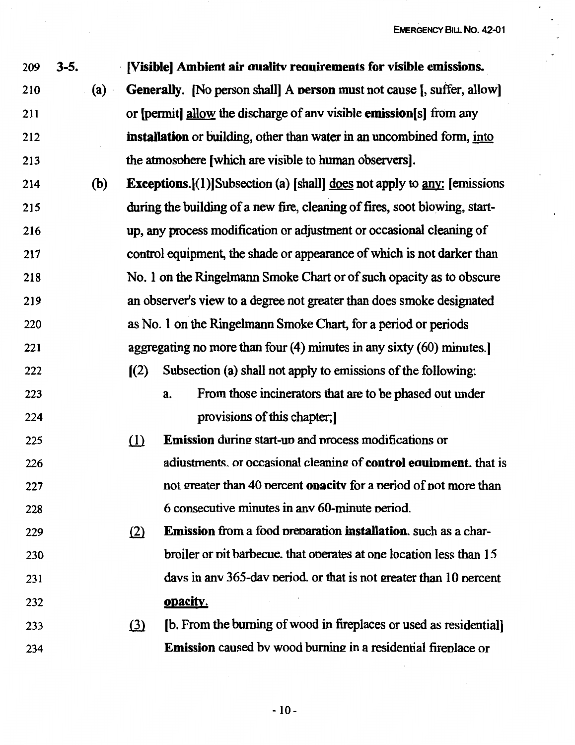209 **3-5.** **[Visible] Ambient air quality requirements for visible emissions.**

210 (a) **Generally.** [No person shall] A **person** must not cause [, suffer, allow]

211 or [permit] <u>allow</u> the discharge of any visible **emission[s]** from any

212 **installation** or building, other than water in an uncombined form, <u>into</u>

213 the atmosphere [which are visible to human observers].

214 (b) **Exceptions.**[(1)]Subsection (a) [shall] <u>does</u> not apply to <u>any:</u> [emissions

215 during the building of a new fire, cleaning of fires, soot blowing, start-

216 up, any process modification or adjustment or occasional cleaning of

217 control equipment, the shade or appearance of which is not darker than

218 No. 1 on the Ringelmann Smoke Chart or of such opacity as to obscure

219 an observer's view to a degree not greater than does smoke designated

220 as No. 1 on the Ringelmann Smoke Chart, for a period or periods

221 aggregating no more than four (4) minutes in any sixty (60) minutes.]

222 [(2) Subsection (a) shall not apply to emissions of the following:

223 a. From those incinerators that are to be phased out under

224 provisions of this chapter;]

225 <u>(1)</u> **Emission** during start-up and process modifications or

226 adjustments, or occasional cleaning of **control equipment**, that is

227 not greater than 40 percent **opacity** for a period of not more than

228 6 consecutive minutes in any 60-minute period.

229 <u>(2)</u> **Emission** from a food preparation **installation**, such as a char-

230 broiler or pit barbecue, that operates at one location less than 15

231 days in any 365-day period, or that is not greater than 10 percent

232 **<u>opacity.</u>**

233 <u>(3)</u> [b. From the burning of wood in fireplaces or used as residential]

234 **Emission** caused by wood burning in a residential fireplace or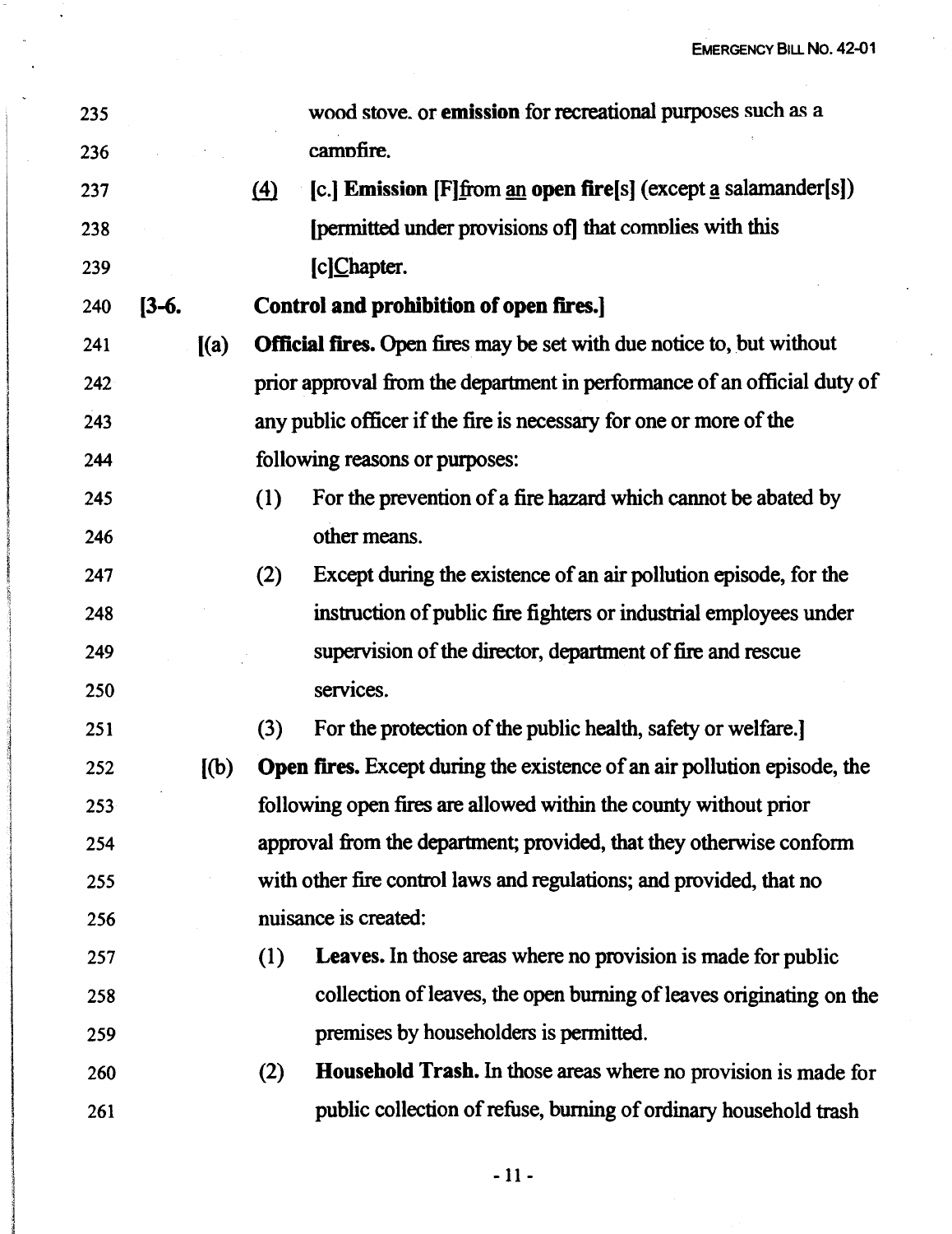wood stove, or **emission** for recreational purposes such as a campfire.

(4) [c.] **Emission** [F]from an **open fire**[s] (except a salamander[s]) [permitted under provisions of] that complies with this [c]Chapter.

**[3-6. Control and prohibition of open fires.]**

[(a) **Official fires.** Open fires may be set with due notice to, but without prior approval from the department in performance of an official duty of any public officer if the fire is necessary for one or more of the following reasons or purposes:

(1) For the prevention of a fire hazard which cannot be abated by other means.

(2) Except during the existence of an air pollution episode, for the instruction of public fire fighters or industrial employees under supervision of the director, department of fire and rescue services.

(3) For the protection of the public health, safety or welfare.]

[(b) **Open fires.** Except during the existence of an air pollution episode, the following open fires are allowed within the county without prior approval from the department; provided, that they otherwise conform with other fire control laws and regulations; and provided, that no nuisance is created:

(1) **Leaves.** In those areas where no provision is made for public collection of leaves, the open burning of leaves originating on the premises by householders is permitted.

(2) **Household Trash.** In those areas where no provision is made for public collection of refuse, burning of ordinary household trash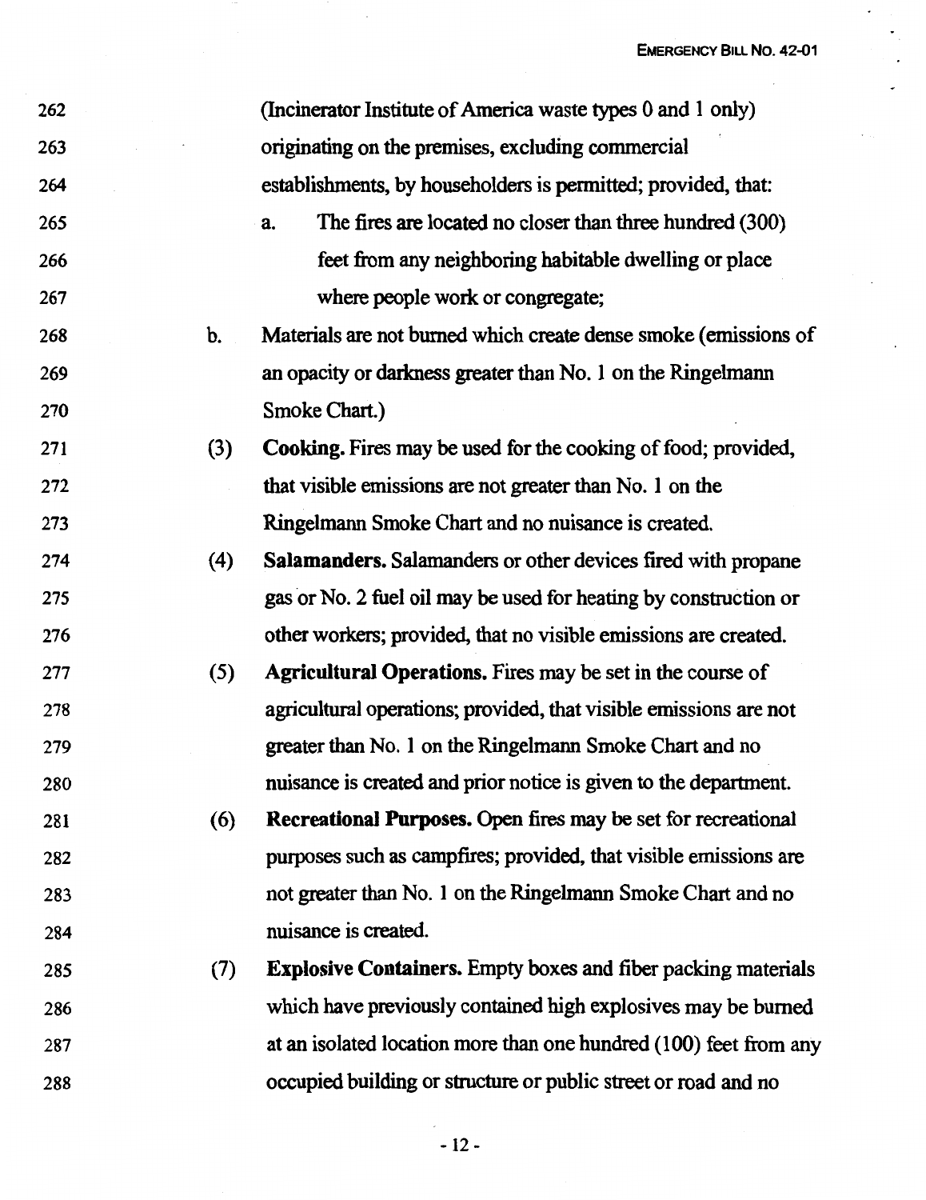(Incinerator Institute of America waste types 0 and 1 only) originating on the premises, excluding commercial establishments, by householders is permitted; provided, that:

a. The fires are located no closer than three hundred (300) feet from any neighboring habitable dwelling or place where people work or congregate;

b. Materials are not burned which create dense smoke (emissions of an opacity or darkness greater than No. 1 on the Ringelmann Smoke Chart.)

(3) **Cooking.** Fires may be used for the cooking of food; provided, that visible emissions are not greater than No. 1 on the Ringelmann Smoke Chart and no nuisance is created.

(4) **Salamanders.** Salamanders or other devices fired with propane gas or No. 2 fuel oil may be used for heating by construction or other workers; provided, that no visible emissions are created.

(5) **Agricultural Operations.** Fires may be set in the course of agricultural operations; provided, that visible emissions are not greater than No. 1 on the Ringelmann Smoke Chart and no nuisance is created and prior notice is given to the department.

(6) **Recreational Purposes.** Open fires may be set for recreational purposes such as campfires; provided, that visible emissions are not greater than No. 1 on the Ringelmann Smoke Chart and no nuisance is created.

(7) **Explosive Containers.** Empty boxes and fiber packing materials which have previously contained high explosives may be burned at an isolated location more than one hundred (100) feet from any occupied building or structure or public street or road and no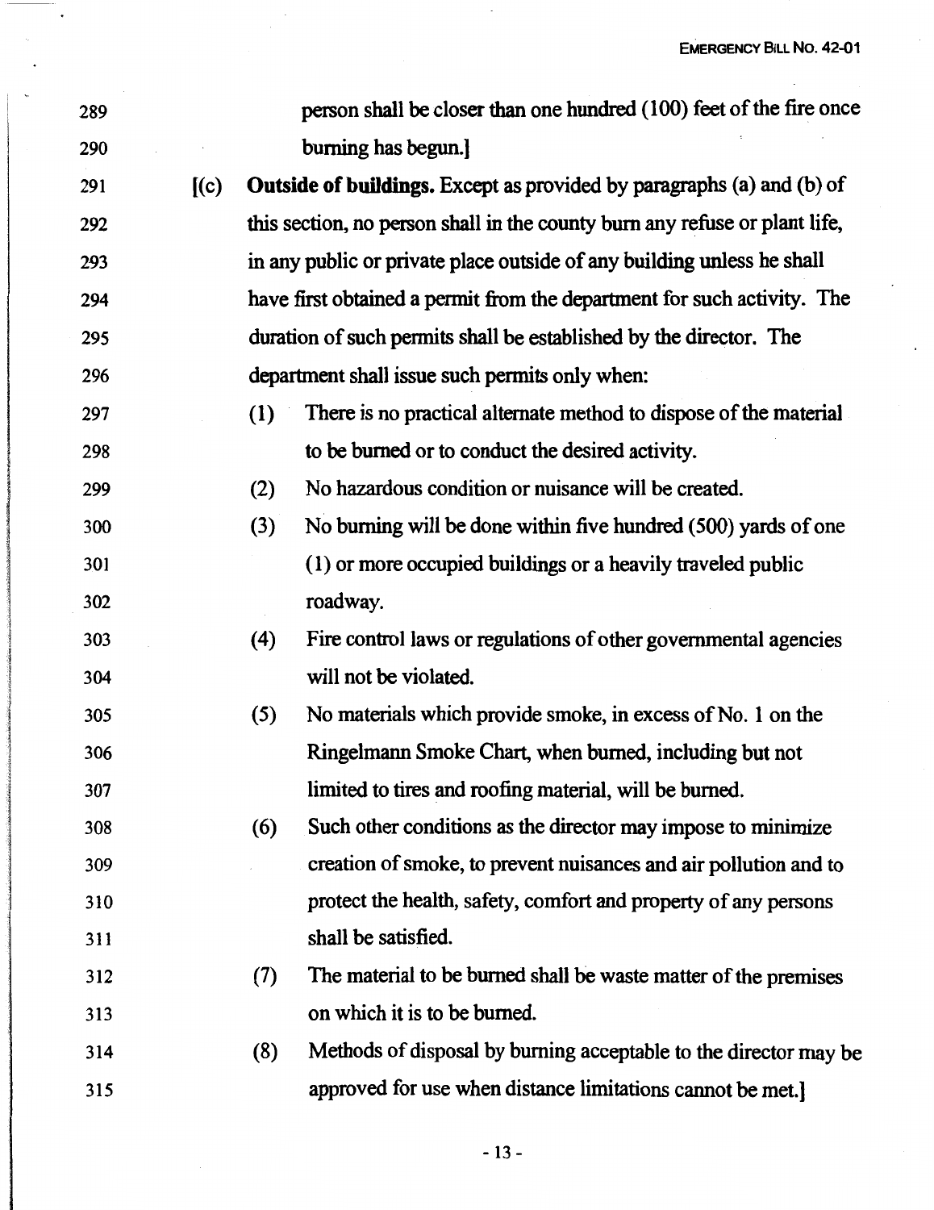person shall be closer than one hundred (100) feet of the fire once burning has begun.]

[(c) **Outside of buildings.** Except as provided by paragraphs (a) and (b) of this section, no person shall in the county burn any refuse or plant life, in any public or private place outside of any building unless he shall have first obtained a permit from the department for such activity. The duration of such permits shall be established by the director. The department shall issue such permits only when:

(1) There is no practical alternate method to dispose of the material to be burned or to conduct the desired activity.

(2) No hazardous condition or nuisance will be created.

(3) No burning will be done within five hundred (500) yards of one (1) or more occupied buildings or a heavily traveled public roadway.

(4) Fire control laws or regulations of other governmental agencies will not be violated.

(5) No materials which provide smoke, in excess of No. 1 on the Ringelmann Smoke Chart, when burned, including but not limited to tires and roofing material, will be burned.

(6) Such other conditions as the director may impose to minimize creation of smoke, to prevent nuisances and air pollution and to protect the health, safety, comfort and property of any persons shall be satisfied.

(7) The material to be burned shall be waste matter of the premises on which it is to be burned.

(8) Methods of disposal by burning acceptable to the director may be approved for use when distance limitations cannot be met.]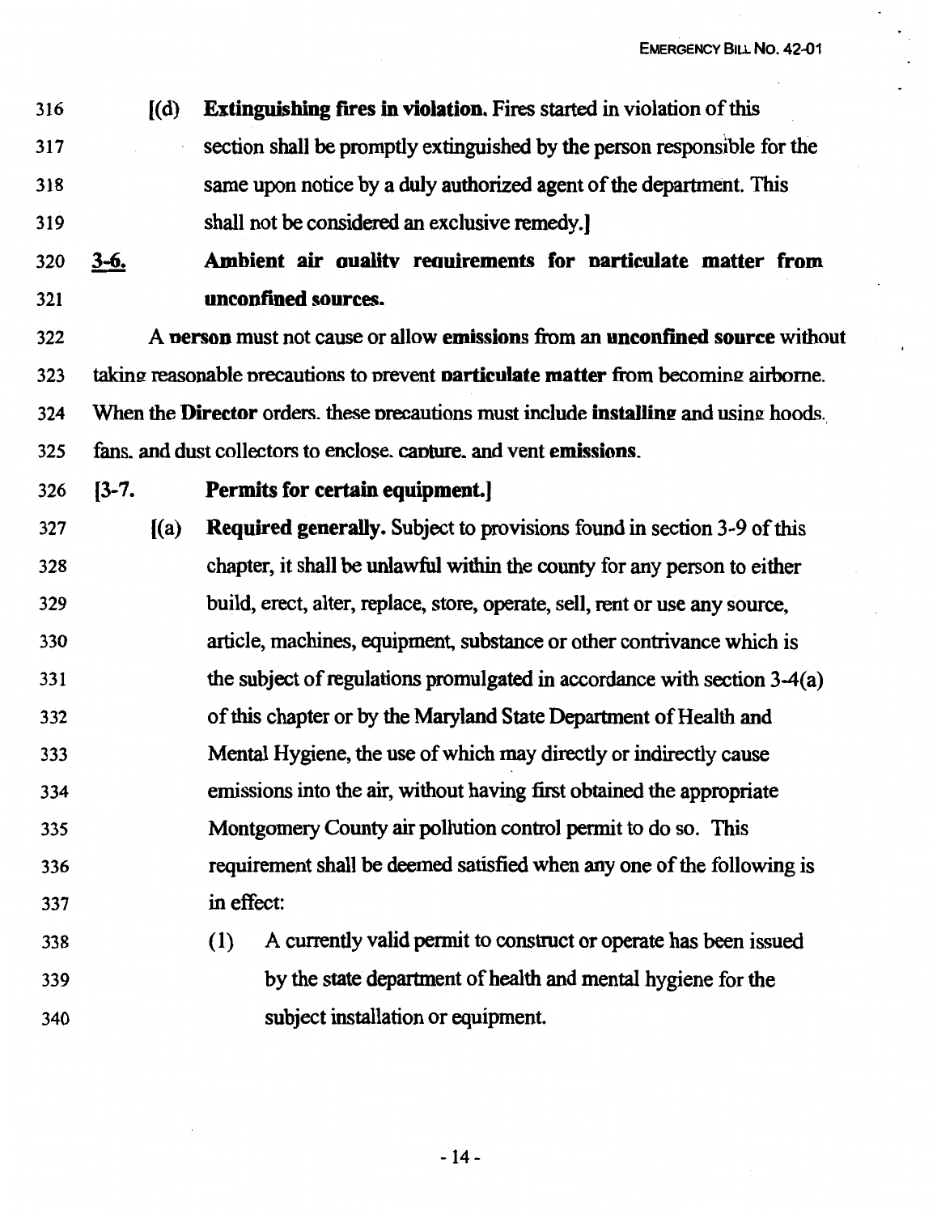[(d) **Extinguishing fires in violation.** Fires started in violation of this section shall be promptly extinguished by the person responsible for the same upon notice by a duly authorized agent of the department. This shall not be considered an exclusive remedy.]

**3-6. Ambient air quality requirements for particulate matter from unconfined sources.**

A **person** must not cause or allow **emissions** from an **unconfined source** without taking reasonable precautions to prevent **particulate matter** from becoming airborne. When the **Director** orders, these precautions must include **installing** and using hoods, fans, and dust collectors to enclose, capture, and vent **emissions**.

**[3-7. Permits for certain equipment.]**

[(a) **Required generally.** Subject to provisions found in section 3-9 of this chapter, it shall be unlawful within the county for any person to either build, erect, alter, replace, store, operate, sell, rent or use any source, article, machines, equipment, substance or other contrivance which is the subject of regulations promulgated in accordance with section 3-4(a) of this chapter or by the Maryland State Department of Health and Mental Hygiene, the use of which may directly or indirectly cause emissions into the air, without having first obtained the appropriate Montgomery County air pollution control permit to do so. This requirement shall be deemed satisfied when any one of the following is in effect:

(1) A currently valid permit to construct or operate has been issued by the state department of health and mental hygiene for the subject installation or equipment.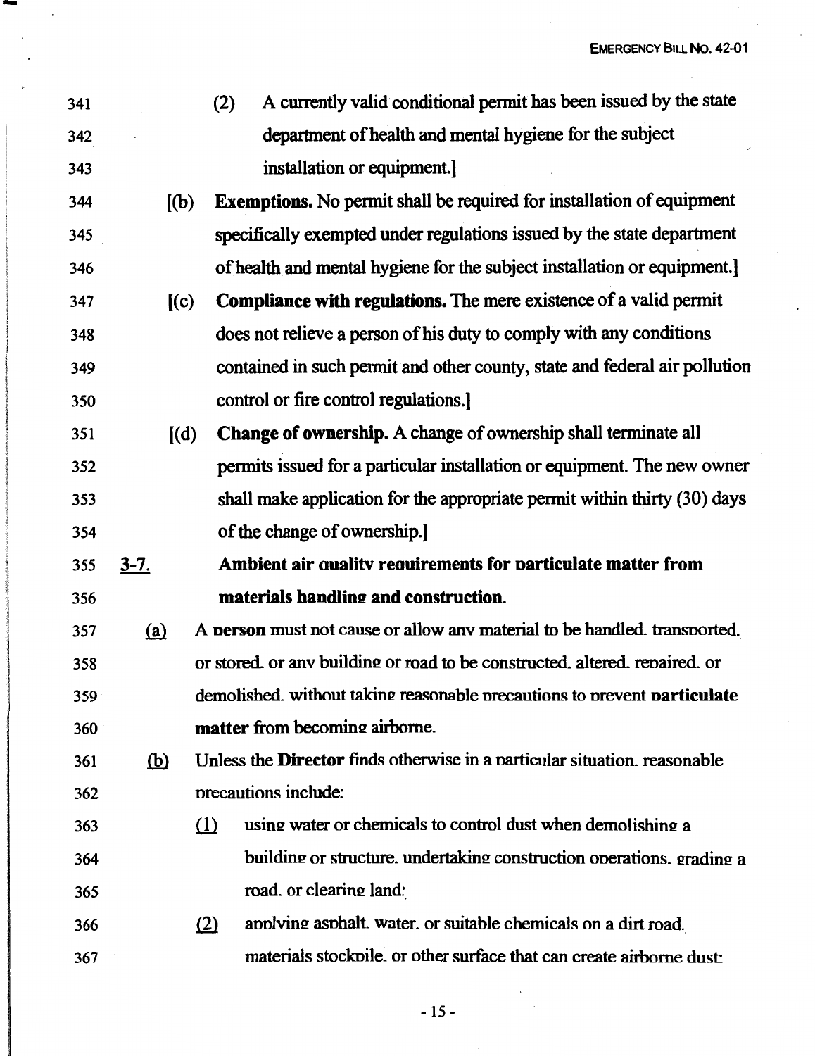341 (2) A currently valid conditional permit has been issued by the state
342 department of health and mental hygiene for the subject
343 installation or equipment.]

344 [(b) **Exemptions.** No permit shall be required for installation of equipment
345 specifically exempted under regulations issued by the state department
346 of health and mental hygiene for the subject installation or equipment.]

347 [(c) **Compliance with regulations.** The mere existence of a valid permit
348 does not relieve a person of his duty to comply with any conditions
349 contained in such permit and other county, state and federal air pollution
350 control or fire control regulations.]

351 [(d) **Change of ownership.** A change of ownership shall terminate all
352 permits issued for a particular installation or equipment. The new owner
353 shall make application for the appropriate permit within thirty (30) days
354 of the change of ownership.]

355 3-7. **Ambient air quality requirements for particulate matter from**
356 **materials handling and construction.**

357 (a) A **person** must not cause or allow any material to be handled, transported,
358 or stored, or any building or road to be constructed, altered, repaired, or
359 demolished, without taking reasonable precautions to prevent **particulate**
360 **matter** from becoming airborne.

361 (b) Unless the **Director** finds otherwise in a particular situation, reasonable
362 precautions include:

363 (1) using water or chemicals to control dust when demolishing a
364 building or structure, undertaking construction operations, grading a
365 road, or clearing land;

366 (2) applying asphalt, water, or suitable chemicals on a dirt road,
367 materials stockpile, or other surface that can create airborne dust;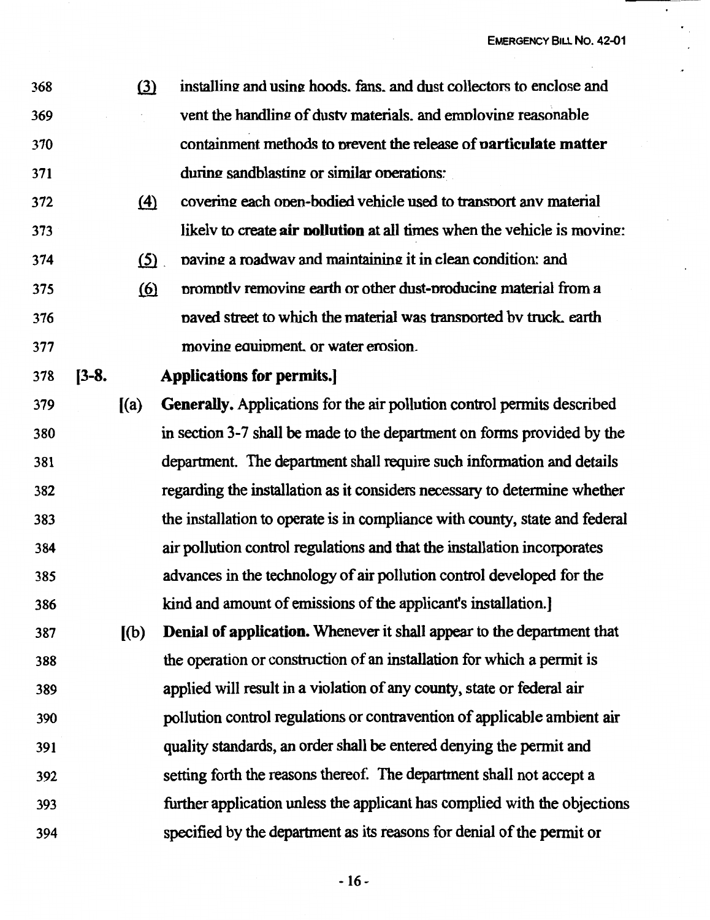368 (3) installing and using hoods, fans, and dust collectors to enclose and
369 vent the handling of dusty materials, and employing reasonable
370 containment methods to prevent the release of **particulate matter**
371 during sandblasting or similar operations;

372 (4) covering each open-bodied vehicle used to transport any material
373 likely to create **air pollution** at all times when the vehicle is moving;

374 (5) paving a roadway and maintaining it in clean condition; and

375 (6) promptly removing earth or other dust-producing material from a
376 paved street to which the material was transported by truck, earth
377 moving equipment, or water erosion.

378 [3-8. **Applications for permits.**]

379 [(a) **Generally.** Applications for the air pollution control permits described
380 in section 3-7 shall be made to the department on forms provided by the
381 department. The department shall require such information and details
382 regarding the installation as it considers necessary to determine whether
383 the installation to operate is in compliance with county, state and federal
384 air pollution control regulations and that the installation incorporates
385 advances in the technology of air pollution control developed for the
386 kind and amount of emissions of the applicant's installation.]

387 [(b) **Denial of application.** Whenever it shall appear to the department that
388 the operation or construction of an installation for which a permit is
389 applied will result in a violation of any county, state or federal air
390 pollution control regulations or contravention of applicable ambient air
391 quality standards, an order shall be entered denying the permit and
392 setting forth the reasons thereof. The department shall not accept a
393 further application unless the applicant has complied with the objections
394 specified by the department as its reasons for denial of the permit or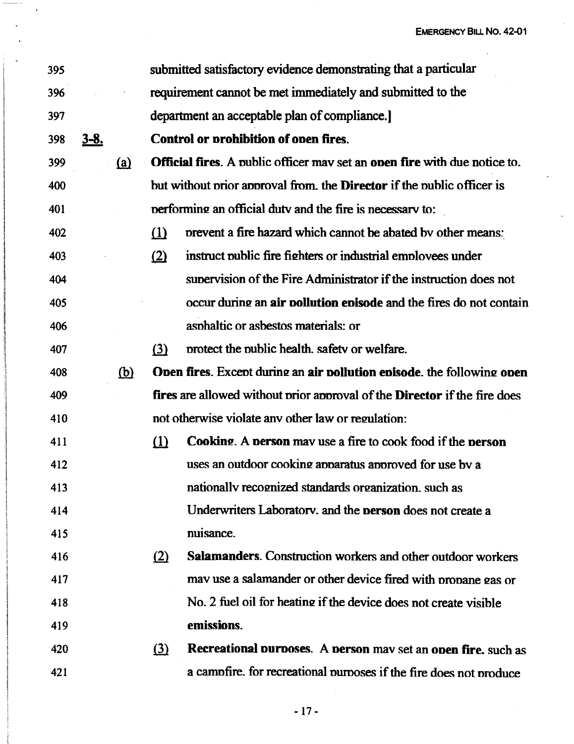submitted satisfactory evidence demonstrating that a particular requirement cannot be met immediately and submitted to the department an acceptable plan of compliance.]

**3-8. Control or prohibition of open fires.**

(a) **Official fires**. A public officer may set an **open fire** with due notice to, but without prior approval from, the **Director** if the public officer is performing an official duty and the fire is necessary to:

(1) prevent a fire hazard which cannot be abated by other means;

(2) instruct public fire fighters or industrial employees under supervision of the Fire Administrator if the instruction does not occur during an **air pollution episode** and the fires do not contain asphaltic or asbestos materials; or

(3) protect the public health, safety or welfare.

(b) **Open fires**. Except during an **air pollution episode**, the following **open fires** are allowed without prior approval of the **Director** if the fire does not otherwise violate any other law or regulation:

(1) **Cooking**. A **person** may use a fire to cook food if the **person** uses an outdoor cooking apparatus approved for use by a nationally recognized standards organization, such as Underwriters Laboratory, and the **person** does not create a nuisance.

(2) **Salamanders**. Construction workers and other outdoor workers may use a salamander or other device fired with propane gas or No. 2 fuel oil for heating if the device does not create visible **emissions**.

(3) **Recreational purposes**. A **person** may set an **open fire**, such as a campfire, for recreational purposes if the fire does not produce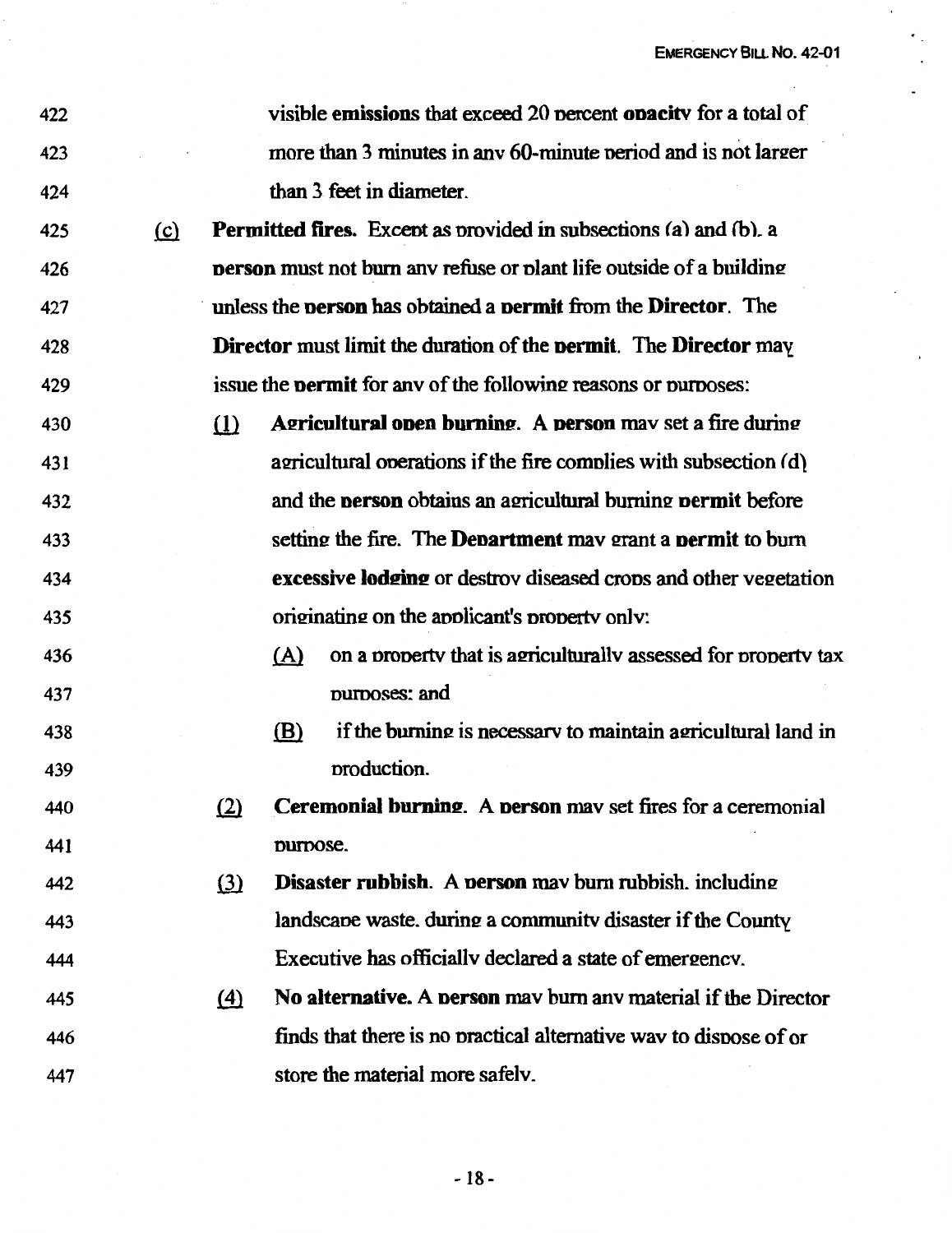visible **emissions** that exceed 20 percent **opacity** for a total of more than 3 minutes in any 60-minute period and is not larger than 3 feet in diameter.

(c) **Permitted fires.** Except as provided in subsections (a) and (b), a **person** must not burn any refuse or plant life outside of a building unless the **person** has obtained a **permit** from the **Director**. The **Director** must limit the duration of the **permit**. The **Director** may issue the **permit** for any of the following reasons or purposes:

(1) **Agricultural open burning.** A **person** may set a fire during agricultural operations if the fire complies with subsection (d) and the **person** obtains an agricultural burning **permit** before setting the fire. The **Department** may grant a **permit** to burn **excessive lodging** or destroy diseased crops and other vegetation originating on the applicant's property only:

(A) on a property that is agriculturally assessed for property tax purposes; and

(B) if the burning is necessary to maintain agricultural land in production.

(2) **Ceremonial burning.** A **person** may set fires for a ceremonial purpose.

(3) **Disaster rubbish.** A **person** may burn rubbish, including landscape waste, during a community disaster if the County Executive has officially declared a state of emergency.

(4) **No alternative.** A **person** may burn any material if the Director finds that there is no practical alternative way to dispose of or store the material more safely.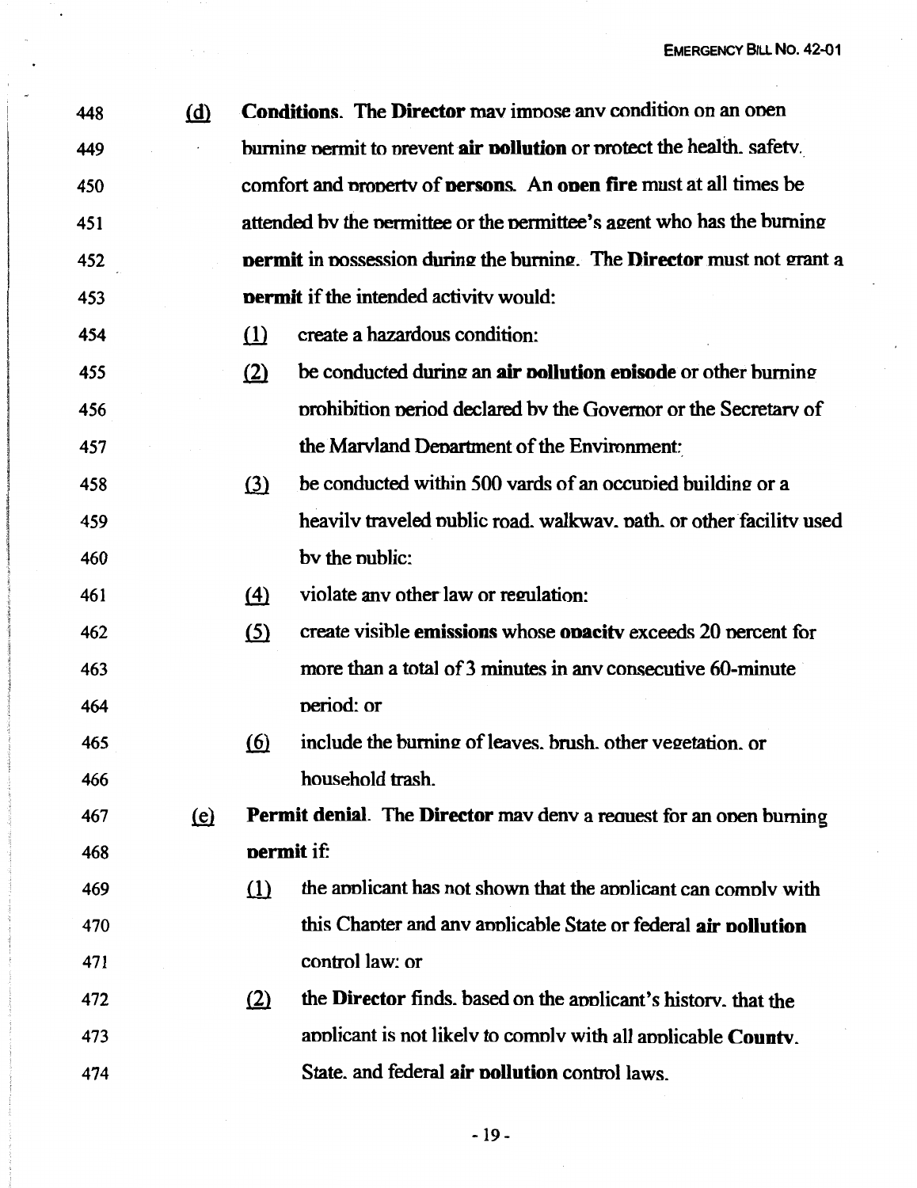448 (d) **Conditions**. The **Director** may impose any condition on an open
449 burning permit to prevent **air pollution** or protect the health, safety,
450 comfort and property of **persons**. An **open fire** must at all times be
451 attended by the permittee or the permittee's agent who has the burning
452 **permit** in possession during the burning. The **Director** must not grant a
453 **permit** if the intended activity would:

454 (1) create a hazardous condition;

455 (2) be conducted during an **air pollution episode** or other burning
456 prohibition period declared by the Governor or the Secretary of
457 the Maryland Department of the Environment;

458 (3) be conducted within 500 yards of an occupied building or a
459 heavily traveled public road, walkway, path, or other facility used
460 by the public;

461 (4) violate any other law or regulation;

462 (5) create visible **emissions** whose **opacity** exceeds 20 percent for
463 more than a total of 3 minutes in any consecutive 60-minute
464 period; or

465 (6) include the burning of leaves, brush, other vegetation, or
466 household trash.

467 (e) **Permit denial**. The **Director** may deny a request for an open burning
468 **permit** if:

469 (1) the applicant has not shown that the applicant can comply with
470 this Chapter and any applicable State or federal **air pollution**
471 control law; or

472 (2) the **Director** finds, based on the applicant's history, that the
473 applicant is not likely to comply with all applicable **County**,
474 State, and federal **air pollution** control laws.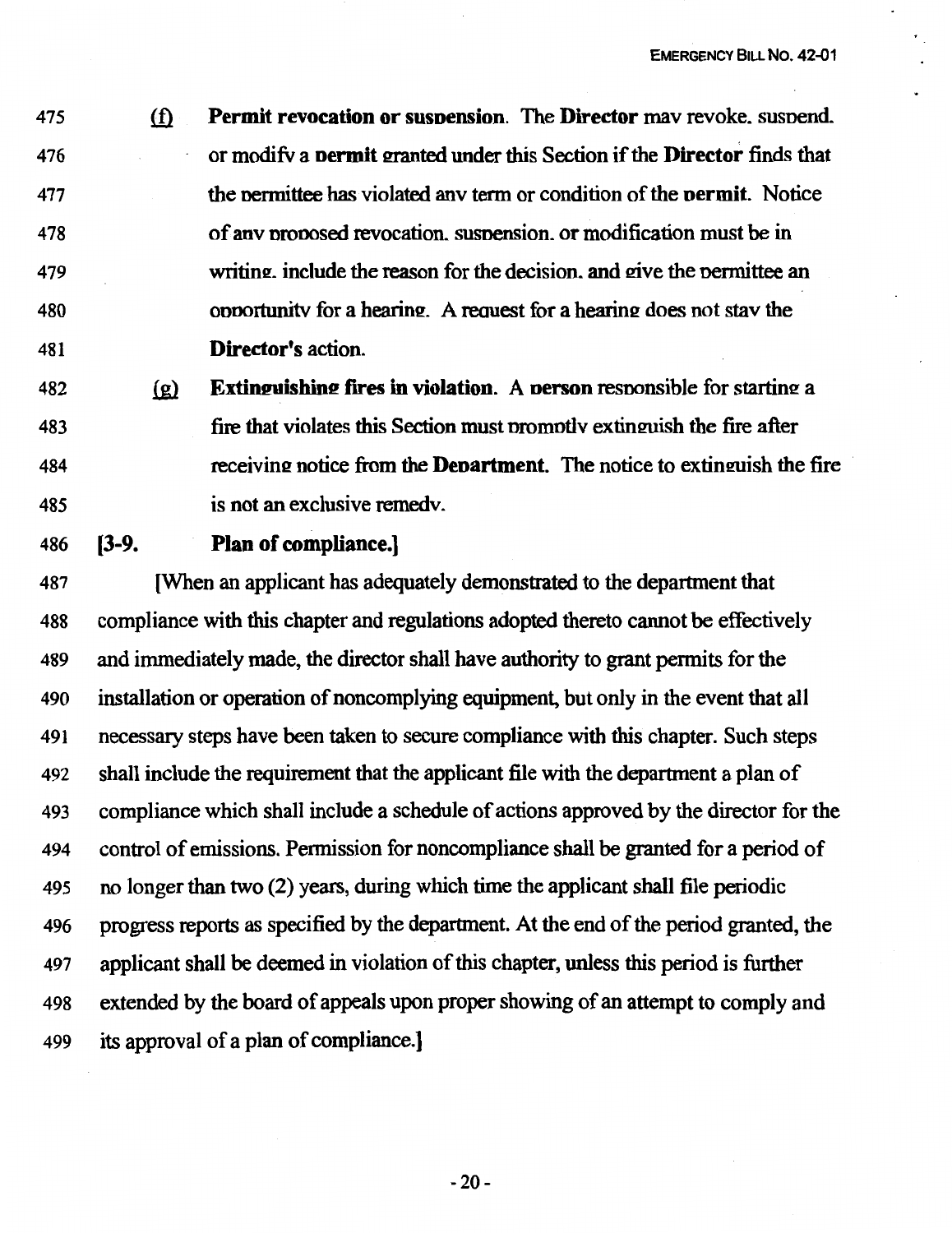(f) **Permit revocation or suspension**. The **Director** may revoke, suspend, or modify a **permit** granted under this Section if the **Director** finds that the permittee has violated any term or condition of the **permit**. Notice of any proposed revocation, suspension, or modification must be in writing, include the reason for the decision, and give the permittee an opportunity for a hearing. A request for a hearing does not stay the **Director's** action.

(g) **Extinguishing fires in violation**. A **person** responsible for starting a fire that violates this Section must promptly extinguish the fire after receiving notice from the **Department**. The notice to extinguish the fire is not an exclusive remedy.

**[3-9. Plan of compliance.]**

[When an applicant has adequately demonstrated to the department that compliance with this chapter and regulations adopted thereto cannot be effectively and immediately made, the director shall have authority to grant permits for the installation or operation of noncomplying equipment, but only in the event that all necessary steps have been taken to secure compliance with this chapter. Such steps shall include the requirement that the applicant file with the department a plan of compliance which shall include a schedule of actions approved by the director for the control of emissions. Permission for noncompliance shall be granted for a period of no longer than two (2) years, during which time the applicant shall file periodic progress reports as specified by the department. At the end of the period granted, the applicant shall be deemed in violation of this chapter, unless this period is further extended by the board of appeals upon proper showing of an attempt to comply and its approval of a plan of compliance.]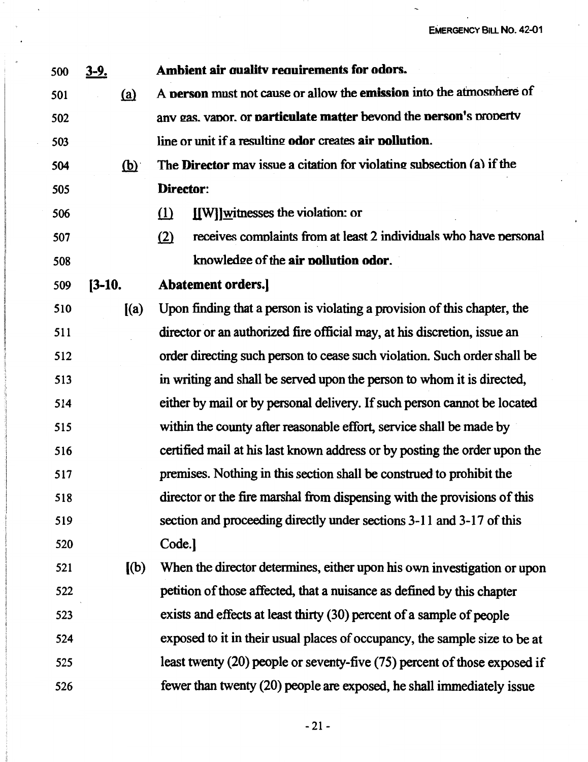500 **3-9.** **Ambient air quality requirements for odors.**

501 (a) A **person** must not cause or allow the **emission** into the atmosphere of

502 any gas, vapor, or **particulate matter** beyond the **person's** property

503 line or unit if a resulting **odor** creates **air pollution**.

504 (b) The **Director** may issue a citation for violating subsection (a) if the

505 **Director**:

506 (1) [[W]]witnesses the violation; or

507 (2) receives complaints from at least 2 individuals who have personal

508 knowledge of the **air pollution odor**.

509 **[3-10.** **Abatement orders.]**

510 [(a) Upon finding that a person is violating a provision of this chapter, the

511 director or an authorized fire official may, at his discretion, issue an

512 order directing such person to cease such violation. Such order shall be

513 in writing and shall be served upon the person to whom it is directed,

514 either by mail or by personal delivery. If such person cannot be located

515 within the county after reasonable effort, service shall be made by

516 certified mail at his last known address or by posting the order upon the

517 premises. Nothing in this section shall be construed to prohibit the

518 director or the fire marshal from dispensing with the provisions of this

519 section and proceeding directly under sections 3-11 and 3-17 of this

520 Code.]

521 [(b) When the director determines, either upon his own investigation or upon

522 petition of those affected, that a nuisance as defined by this chapter

523 exists and effects at least thirty (30) percent of a sample of people

524 exposed to it in their usual places of occupancy, the sample size to be at

525 least twenty (20) people or seventy-five (75) percent of those exposed if

526 fewer than twenty (20) people are exposed, he shall immediately issue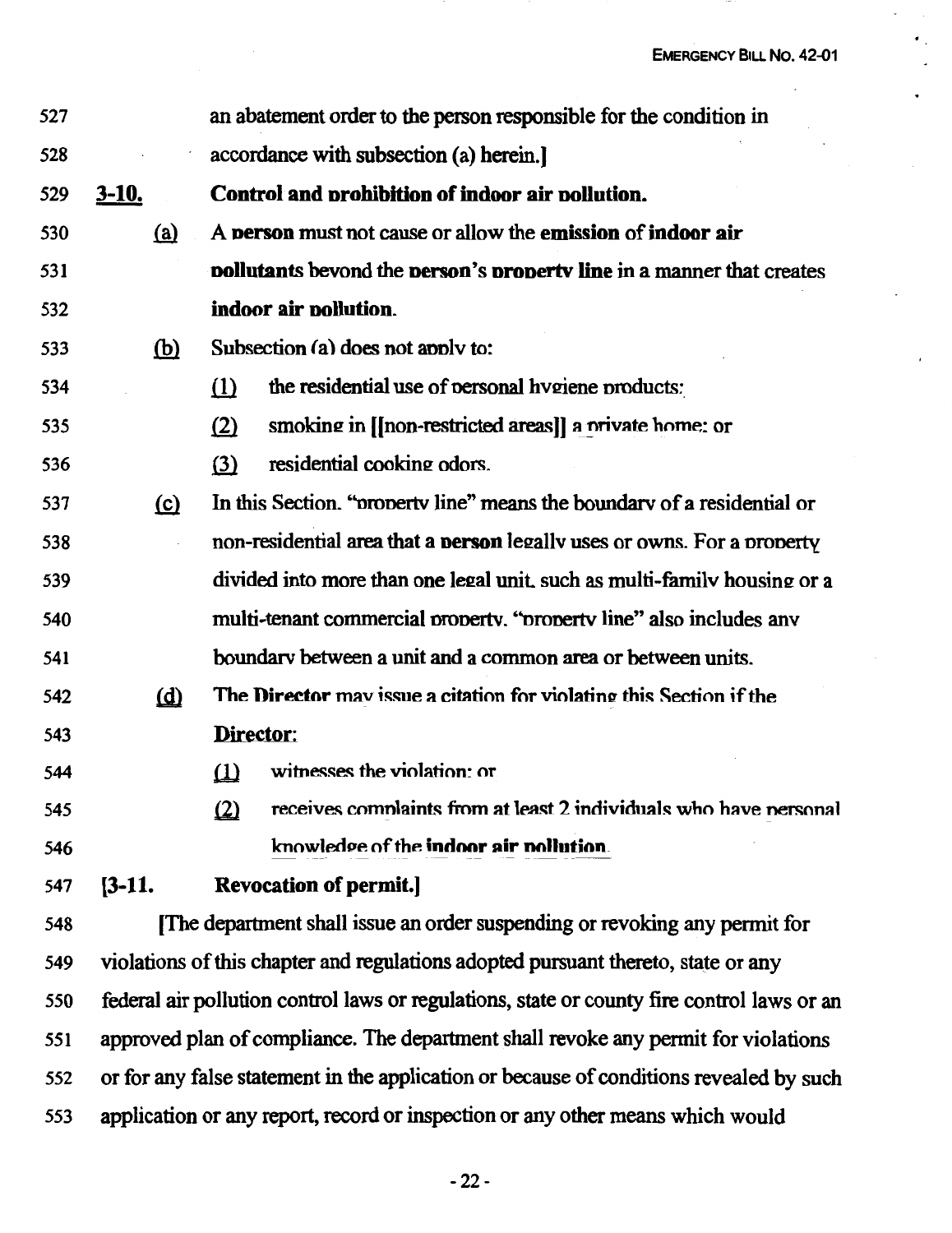an abatement order to the person responsible for the condition in accordance with subsection (a) herein.]

**3-10. Control and prohibition of indoor air pollution.**

(a) A **person** must not cause or allow the **emission** of **indoor air pollutants** beyond the **person's property line** in a manner that creates **indoor air pollution**.

(b) Subsection (a) does not apply to:

(1) the residential use of personal hygiene products;

(2) smoking in [[non-restricted areas]] a private home; or

(3) residential cooking odors.

(c) In this Section, "property line" means the boundary of a residential or non-residential area that a **person** legally uses or owns. For a property divided into more than one legal unit, such as multi-family housing or a multi-tenant commercial property, "property line" also includes any boundary between a unit and a common area or between units.

(d) The **Director** may issue a citation for violating this Section if the **Director**:

(1) witnesses the violation; or

(2) receives complaints from at least 2 individuals who have personal knowledge of the **indoor air pollution**.

**[3-11. Revocation of permit.]**

[The department shall issue an order suspending or revoking any permit for violations of this chapter and regulations adopted pursuant thereto, state or any federal air pollution control laws or regulations, state or county fire control laws or an approved plan of compliance. The department shall revoke any permit for violations or for any false statement in the application or because of conditions revealed by such application or any report, record or inspection or any other means which would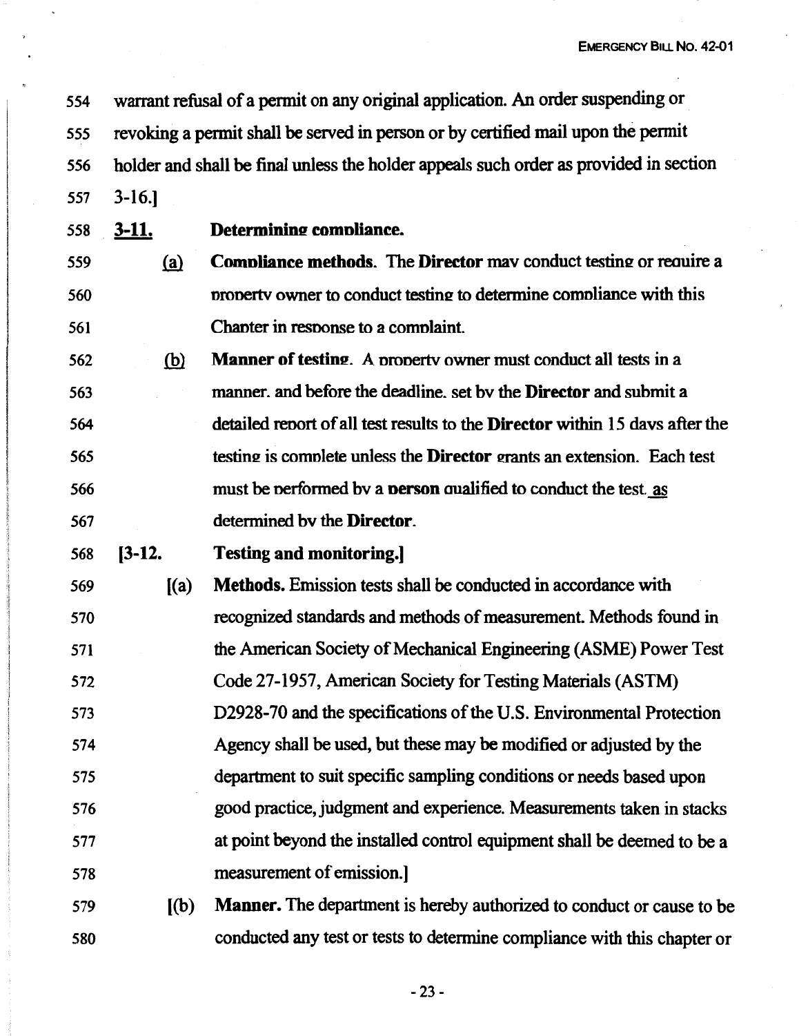554 warrant refusal of a permit on any original application. An order suspending or
555 revoking a permit shall be served in person or by certified mail upon the permit
556 holder and shall be final unless the holder appeals such order as provided in section
557 3-16.]

558 **3-11. Determining compliance.**

559 (a) **Compliance methods.** The **Director** may conduct testing or require a
560 property owner to conduct testing to determine compliance with this
561 Chapter in response to a complaint.

562 (b) **Manner of testing.** A property owner must conduct all tests in a
563 manner, and before the deadline, set by the **Director** and submit a
564 detailed report of all test results to the **Director** within 15 days after the
565 testing is complete unless the **Director** grants an extension. Each test
566 must be performed by a **person** qualified to conduct the test, as
567 determined by the **Director**.

568 **[3-12. Testing and monitoring.]**

569 [(a) **Methods.** Emission tests shall be conducted in accordance with
570 recognized standards and methods of measurement. Methods found in
571 the American Society of Mechanical Engineering (ASME) Power Test
572 Code 27-1957, American Society for Testing Materials (ASTM)
573 D2928-70 and the specifications of the U.S. Environmental Protection
574 Agency shall be used, but these may be modified or adjusted by the
575 department to suit specific sampling conditions or needs based upon
576 good practice, judgment and experience. Measurements taken in stacks
577 at point beyond the installed control equipment shall be deemed to be a
578 measurement of emission.]

579 [(b) **Manner.** The department is hereby authorized to conduct or cause to be
580 conducted any test or tests to determine compliance with this chapter or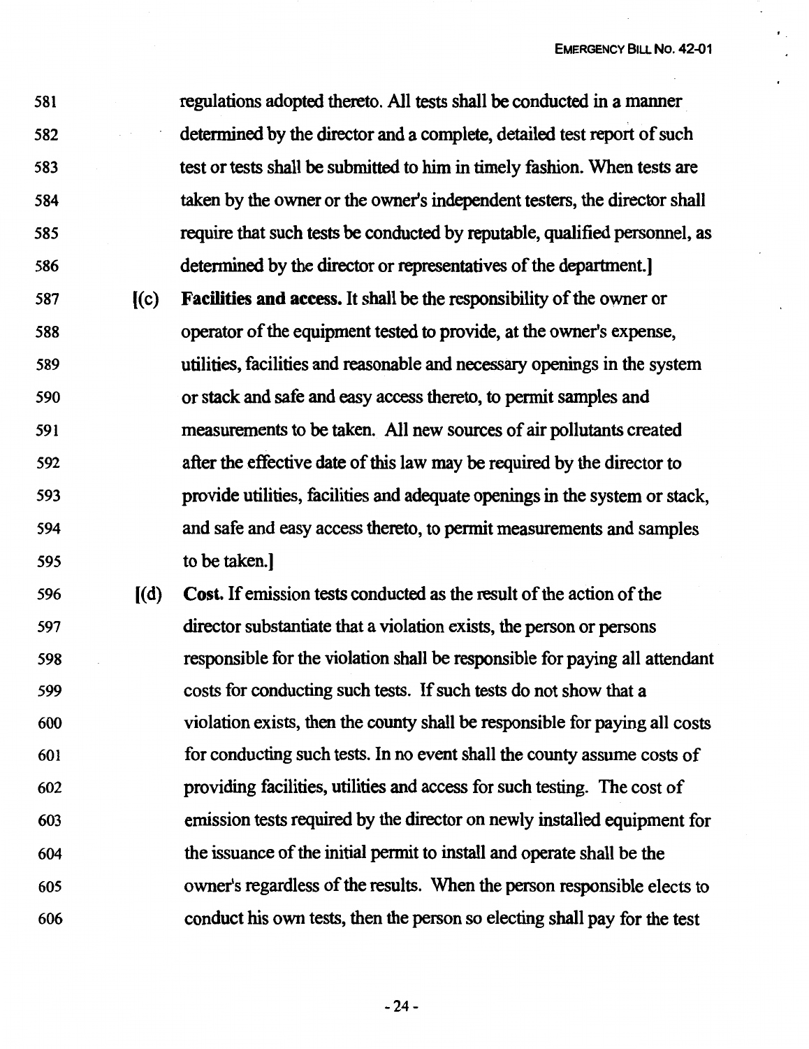581 regulations adopted thereto. All tests shall be conducted in a manner
582 determined by the director and a complete, detailed test report of such
583 test or tests shall be submitted to him in timely fashion. When tests are
584 taken by the owner or the owner's independent testers, the director shall
585 require that such tests be conducted by reputable, qualified personnel, as
586 determined by the director or representatives of the department.]

587 [(c) **Facilities and access.** It shall be the responsibility of the owner or
588 operator of the equipment tested to provide, at the owner's expense,
589 utilities, facilities and reasonable and necessary openings in the system
590 or stack and safe and easy access thereto, to permit samples and
591 measurements to be taken. All new sources of air pollutants created
592 after the effective date of this law may be required by the director to
593 provide utilities, facilities and adequate openings in the system or stack,
594 and safe and easy access thereto, to permit measurements and samples
595 to be taken.]

596 [(d) **Cost.** If emission tests conducted as the result of the action of the
597 director substantiate that a violation exists, the person or persons
598 responsible for the violation shall be responsible for paying all attendant
599 costs for conducting such tests. If such tests do not show that a
600 violation exists, then the county shall be responsible for paying all costs
601 for conducting such tests. In no event shall the county assume costs of
602 providing facilities, utilities and access for such testing. The cost of
603 emission tests required by the director on newly installed equipment for
604 the issuance of the initial permit to install and operate shall be the
605 owner's regardless of the results. When the person responsible elects to
606 conduct his own tests, then the person so electing shall pay for the test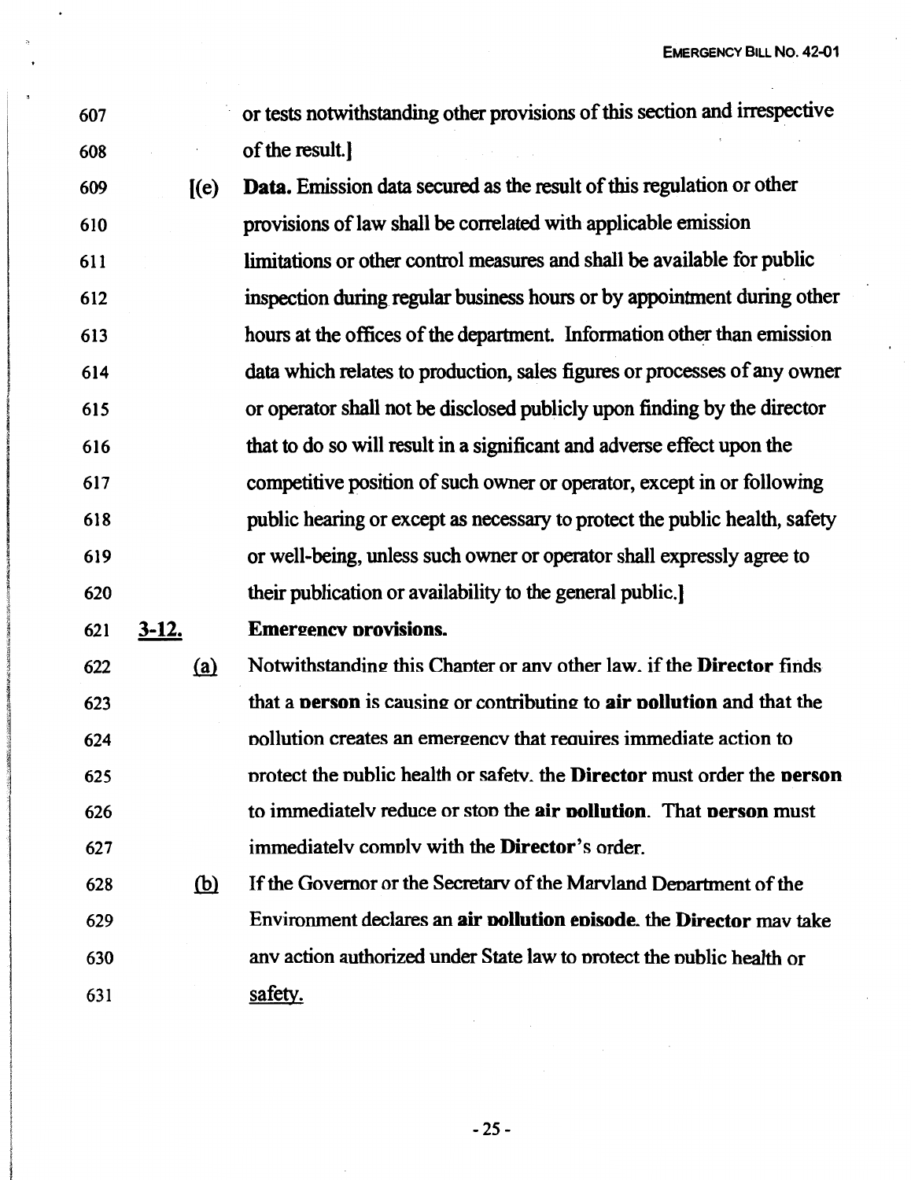607 or tests notwithstanding other provisions of this section and irrespective

608 of the result.]

609 [(e) **Data.** Emission data secured as the result of this regulation or other

610 provisions of law shall be correlated with applicable emission

611 limitations or other control measures and shall be available for public

612 inspection during regular business hours or by appointment during other

613 hours at the offices of the department. Information other than emission

614 data which relates to production, sales figures or processes of any owner

615 or operator shall not be disclosed publicly upon finding by the director

616 that to do so will result in a significant and adverse effect upon the

617 competitive position of such owner or operator, except in or following

618 public hearing or except as necessary to protect the public health, safety

619 or well-being, unless such owner or operator shall expressly agree to

620 their publication or availability to the general public.]

621 <u>**3-12.**</u> **Emergency provisions.**

622 <u>(a)</u> Notwithstanding this Chapter or any other law, if the **Director** finds

623 that a **person** is causing or contributing to **air pollution** and that the

624 pollution creates an emergency that requires immediate action to

625 protect the public health or safety, the **Director** must order the **person**

626 to immediately reduce or stop the **air pollution**. That **person** must

627 immediately comply with the **Director**'s order.

628 <u>(b)</u> If the Governor or the Secretary of the Maryland Department of the

629 Environment declares an **air pollution episode**, the **Director** may take

630 any action authorized under State law to protect the public health or

631 <u>safety.</u>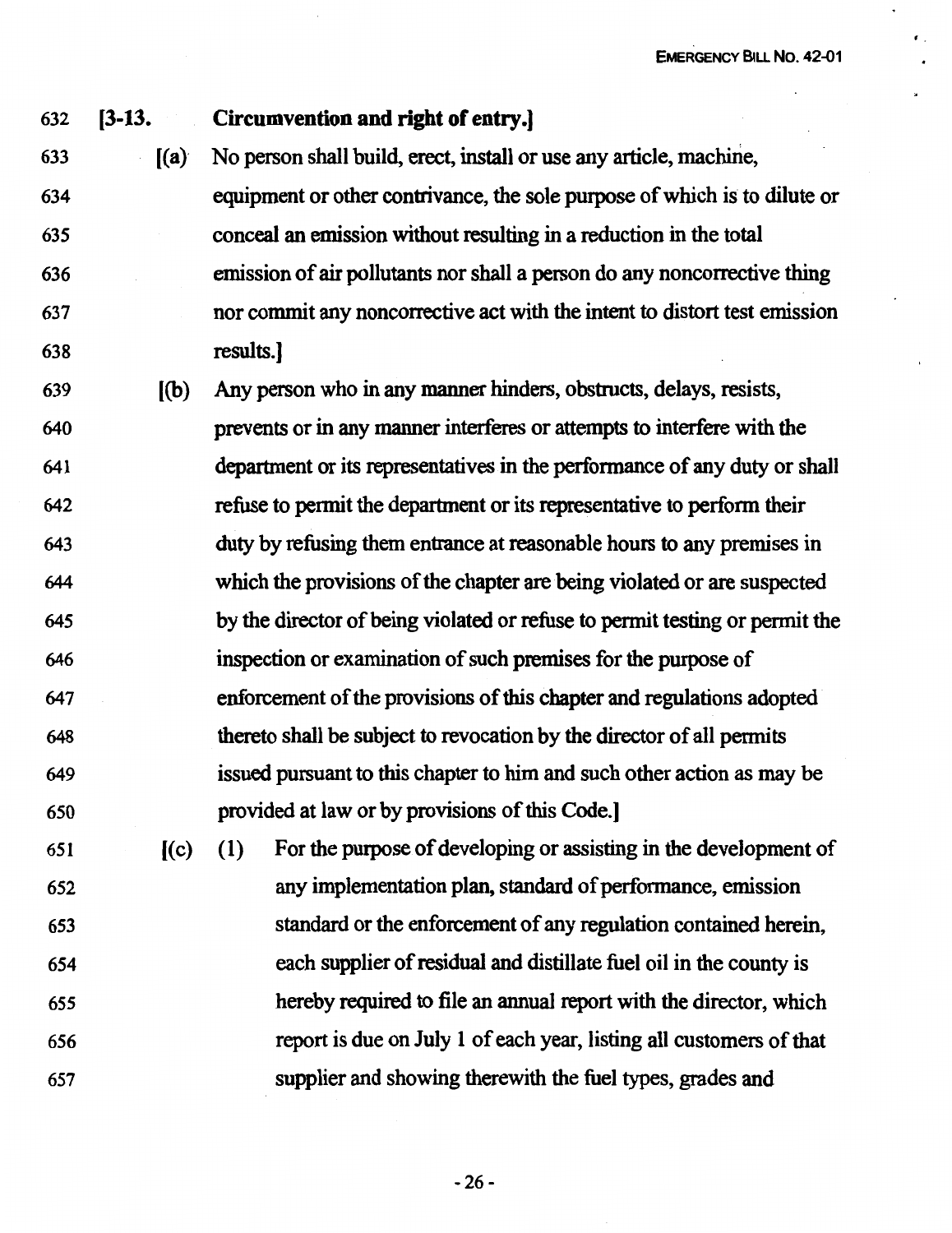632 **[3-13. Circumvention and right of entry.]**

633 [(a) No person shall build, erect, install or use any article, machine,
634 equipment or other contrivance, the sole purpose of which is to dilute or
635 conceal an emission without resulting in a reduction in the total
636 emission of air pollutants nor shall a person do any noncorrective thing
637 nor commit any noncorrective act with the intent to distort test emission
638 results.]

639 [(b) Any person who in any manner hinders, obstructs, delays, resists,
640 prevents or in any manner interferes or attempts to interfere with the
641 department or its representatives in the performance of any duty or shall
642 refuse to permit the department or its representative to perform their
643 duty by refusing them entrance at reasonable hours to any premises in
644 which the provisions of the chapter are being violated or are suspected
645 by the director of being violated or refuse to permit testing or permit the
646 inspection or examination of such premises for the purpose of
647 enforcement of the provisions of this chapter and regulations adopted
648 thereto shall be subject to revocation by the director of all permits
649 issued pursuant to this chapter to him and such other action as may be
650 provided at law or by provisions of this Code.]

651 [(c) (1) For the purpose of developing or assisting in the development of
652 any implementation plan, standard of performance, emission
653 standard or the enforcement of any regulation contained herein,
654 each supplier of residual and distillate fuel oil in the county is
655 hereby required to file an annual report with the director, which
656 report is due on July 1 of each year, listing all customers of that
657 supplier and showing therewith the fuel types, grades and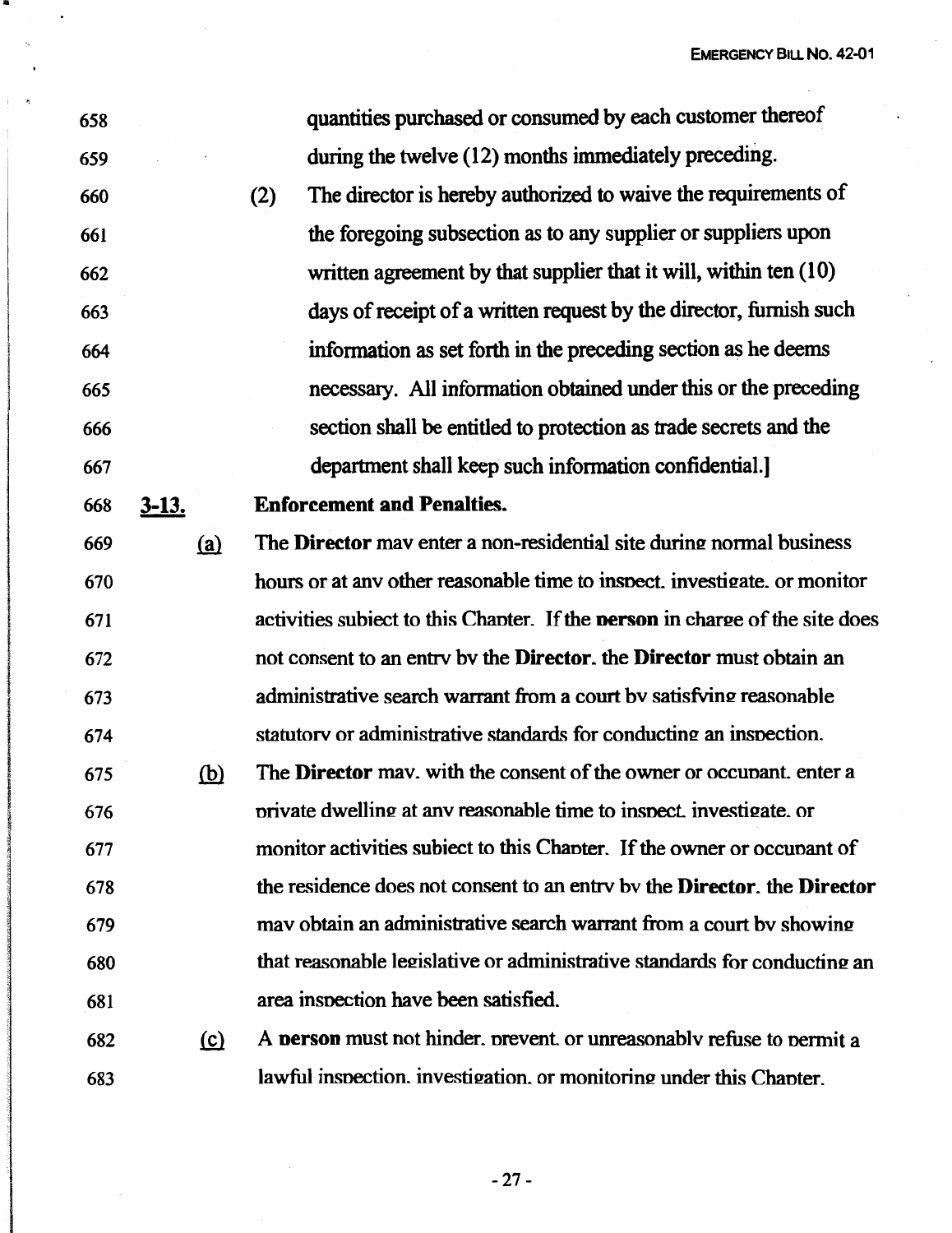658 quantities purchased or consumed by each customer thereof
659 during the twelve (12) months immediately preceding.

660 (2) The director is hereby authorized to waive the requirements of
661 the foregoing subsection as to any supplier or suppliers upon
662 written agreement by that supplier that it will, within ten (10)
663 days of receipt of a written request by the director, furnish such
664 information as set forth in the preceding section as he deems
665 necessary. All information obtained under this or the preceding
666 section shall be entitled to protection as trade secrets and the
667 department shall keep such information confidential.]

668 **3-13. Enforcement and Penalties.**

669 (a) The **Director** may enter a non-residential site during normal business
670 hours or at any other reasonable time to inspect, investigate, or monitor
671 activities subject to this Chapter. If the **person** in charge of the site does
672 not consent to an entry by the **Director**, the **Director** must obtain an
673 administrative search warrant from a court by satisfying reasonable
674 statutory or administrative standards for conducting an inspection.

675 (b) The **Director** may, with the consent of the owner or occupant, enter a
676 private dwelling at any reasonable time to inspect, investigate, or
677 monitor activities subject to this Chapter. If the owner or occupant of
678 the residence does not consent to an entry by the **Director**, the **Director**
679 may obtain an administrative search warrant from a court by showing
680 that reasonable legislative or administrative standards for conducting an
681 area inspection have been satisfied.

682 (c) A **person** must not hinder, prevent, or unreasonably refuse to permit a
683 lawful inspection, investigation, or monitoring under this Chapter.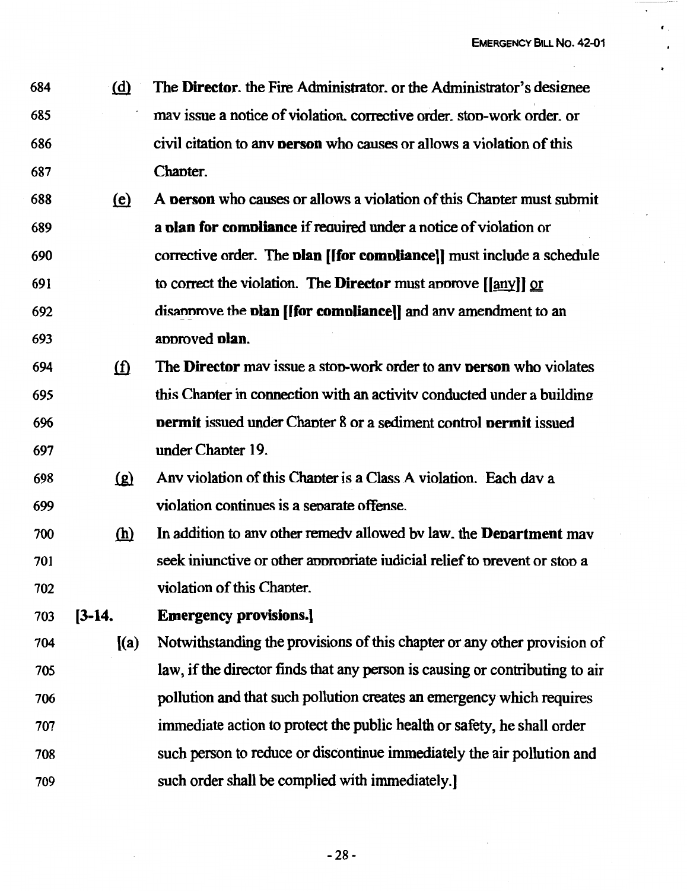684 (d) The **Director**, the Fire Administrator, or the Administrator's designee
685 may issue a notice of violation, corrective order, stop-work order, or
686 civil citation to any **person** who causes or allows a violation of this
687 Chapter.

688 (e) A **person** who causes or allows a violation of this Chapter must submit
689 a **plan for compliance** if required under a notice of violation or
690 corrective order. The **plan [[for compliance]]** must include a schedule
691 to correct the violation. The **Director** must approve [[any]] or
692 disapprove the **plan [[for compliance]]** and any amendment to an
693 approved **plan**.

694 (f) The **Director** may issue a stop-work order to any **person** who violates
695 this Chapter in connection with an activity conducted under a building
696 **permit** issued under Chapter 8 or a sediment control **permit** issued
697 under Chapter 19.

698 (g) Any violation of this Chapter is a Class A violation. Each day a
699 violation continues is a separate offense.

700 (h) In addition to any other remedy allowed by law, the **Department** may
701 seek injunctive or other appropriate judicial relief to prevent or stop a
702 violation of this Chapter.

703 **[3-14. Emergency provisions.]**

704 [(a) Notwithstanding the provisions of this chapter or any other provision of
705 law, if the director finds that any person is causing or contributing to air
706 pollution and that such pollution creates an emergency which requires
707 immediate action to protect the public health or safety, he shall order
708 such person to reduce or discontinue immediately the air pollution and
709 such order shall be complied with immediately.]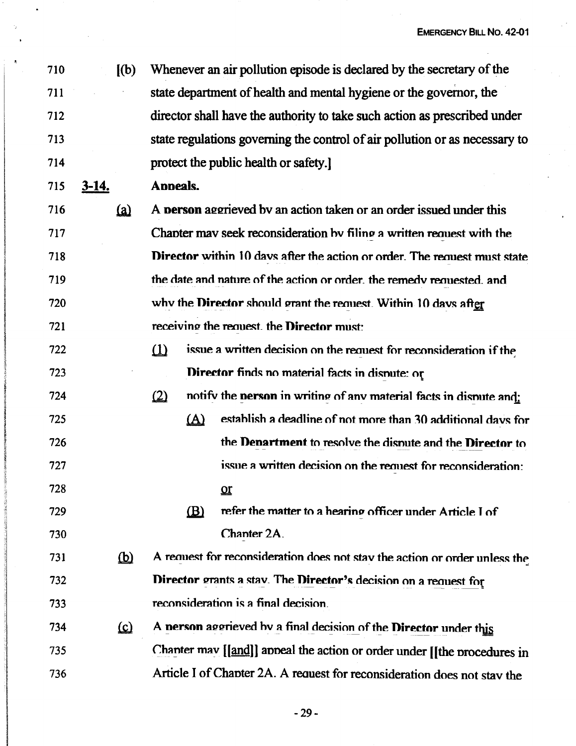710 [(b) Whenever an air pollution episode is declared by the secretary of the
711 state department of health and mental hygiene or the governor, the
712 director shall have the authority to take such action as prescribed under
713 state regulations governing the control of air pollution or as necessary to
714 protect the public health or safety.]

715 3-14. **Appeals.**

716 (a) A **person** aggrieved by an action taken or an order issued under this
717 Chapter may seek reconsideration by filing a written request with the
718 **Director** within 10 days after the action or order. The request must state
719 the date and nature of the action or order, the remedy requested, and
720 why the **Director** should grant the request. Within 10 days after
721 receiving the request, the **Director** must:

722 (1) issue a written decision on the request for reconsideration if the
723 **Director** finds no material facts in dispute; or

724 (2) notify the **person** in writing of any material facts in dispute and:

725 (A) establish a deadline of not more than 30 additional days for
726 the **Department** to resolve the dispute and the **Director** to
727 issue a written decision on the request for reconsideration;
728 or

729 (B) refer the matter to a hearing officer under Article I of
730 Chapter 2A.

731 (b) A request for reconsideration does not stay the action or order unless the
732 **Director** grants a stay. The **Director's** decision on a request for
733 reconsideration is a final decision.

734 (c) A **person** aggrieved by a final decision of the **Director** under this
735 Chapter may [[and]] appeal the action or order under [[the procedures in
736 Article I of Chapter 2A. A request for reconsideration does not stay the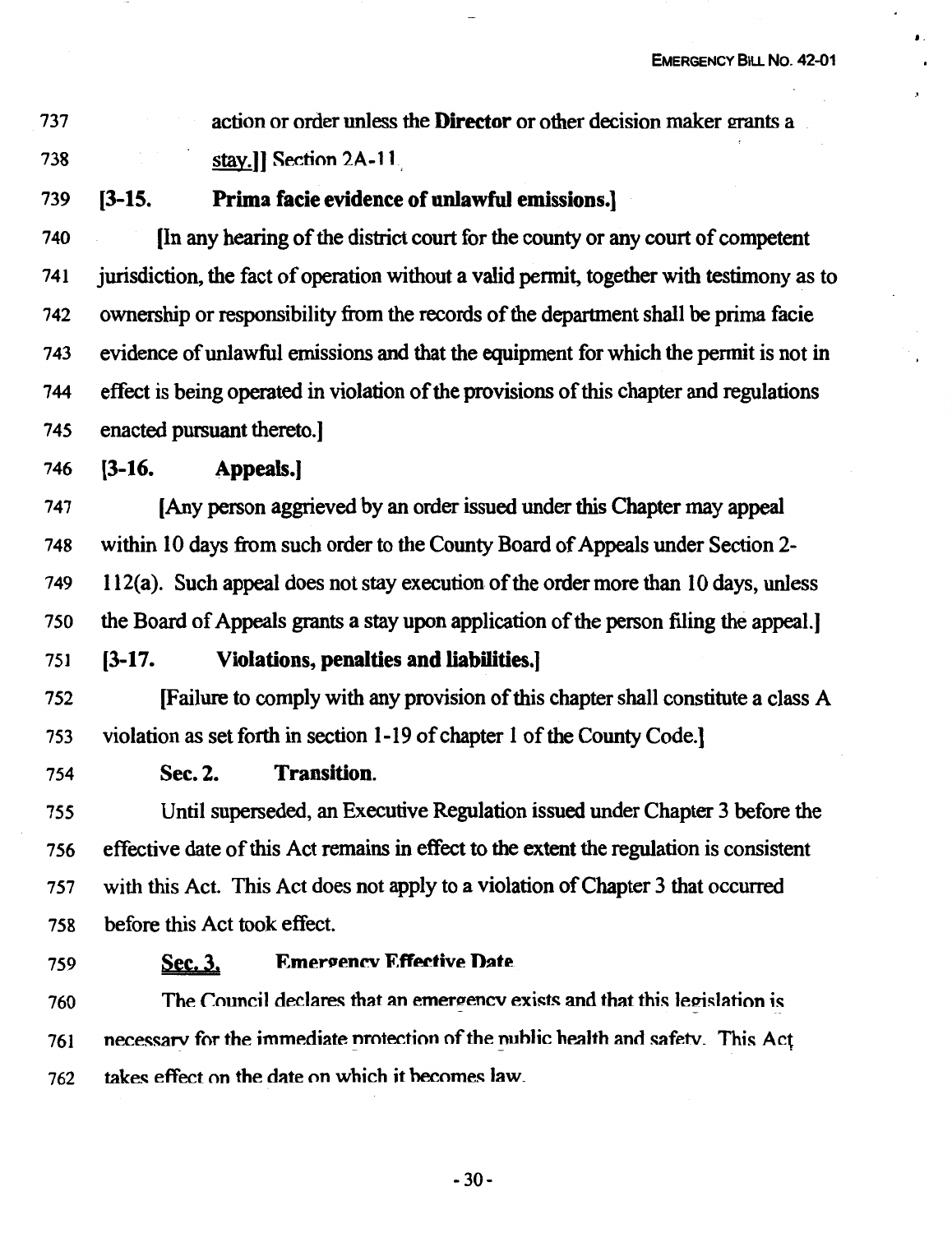737 action or order unless the **Director** or other decision maker grants a
738 stay.]] Section 2A-11.

739 **[3-15. Prima facie evidence of unlawful emissions.]**

740 [In any hearing of the district court for the county or any court of competent
741 jurisdiction, the fact of operation without a valid permit, together with testimony as to
742 ownership or responsibility from the records of the department shall be prima facie
743 evidence of unlawful emissions and that the equipment for which the permit is not in
744 effect is being operated in violation of the provisions of this chapter and regulations
745 enacted pursuant thereto.]

746 **[3-16. Appeals.]**

747 [Any person aggrieved by an order issued under this Chapter may appeal
748 within 10 days from such order to the County Board of Appeals under Section 2-
749 112(a). Such appeal does not stay execution of the order more than 10 days, unless
750 the Board of Appeals grants a stay upon application of the person filing the appeal.]

751 **[3-17. Violations, penalties and liabilities.]**

752 [Failure to comply with any provision of this chapter shall constitute a class A
753 violation as set forth in section 1-19 of chapter 1 of the County Code.]

754 **Sec. 2. Transition.**

755 Until superseded, an Executive Regulation issued under Chapter 3 before the
756 effective date of this Act remains in effect to the extent the regulation is consistent
757 with this Act. This Act does not apply to a violation of Chapter 3 that occurred
758 before this Act took effect.

759 **Sec. 3. Emergency Effective Date.**

760 The Council declares that an emergency exists and that this legislation is
761 necessary for the immediate protection of the public health and safety. This Act
762 takes effect on the date on which it becomes law.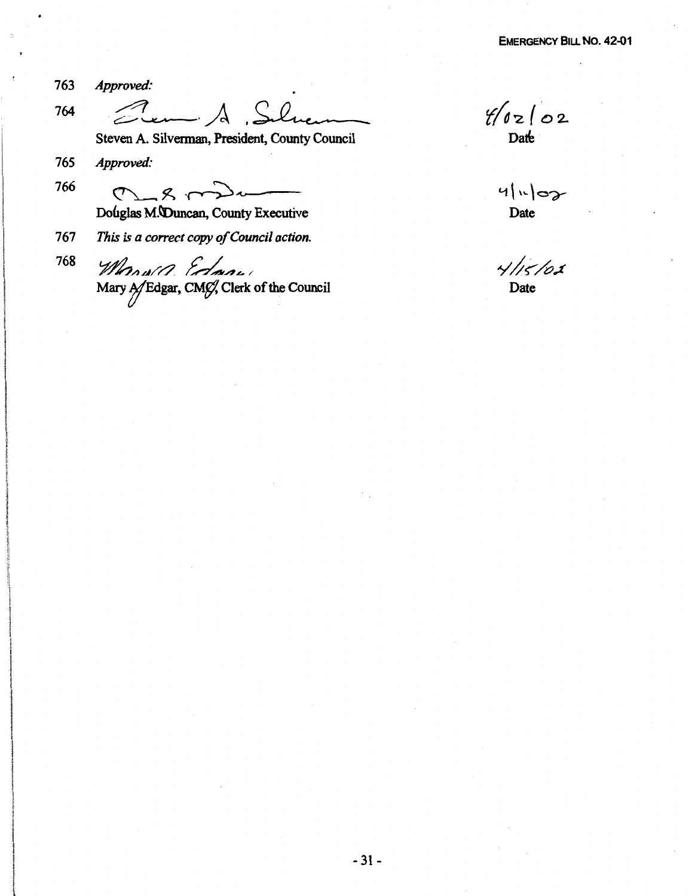763 *Approved:*

764 Steven A. Silverman, President, County Council — 4/02/02 Date

765 *Approved:*

766 Douglas M. Duncan, County Executive — 4/11/02 Date

767 *This is a correct copy of Council action.*

768 Mary A. Edgar, CMC, Clerk of the Council — 4/15/02 Date